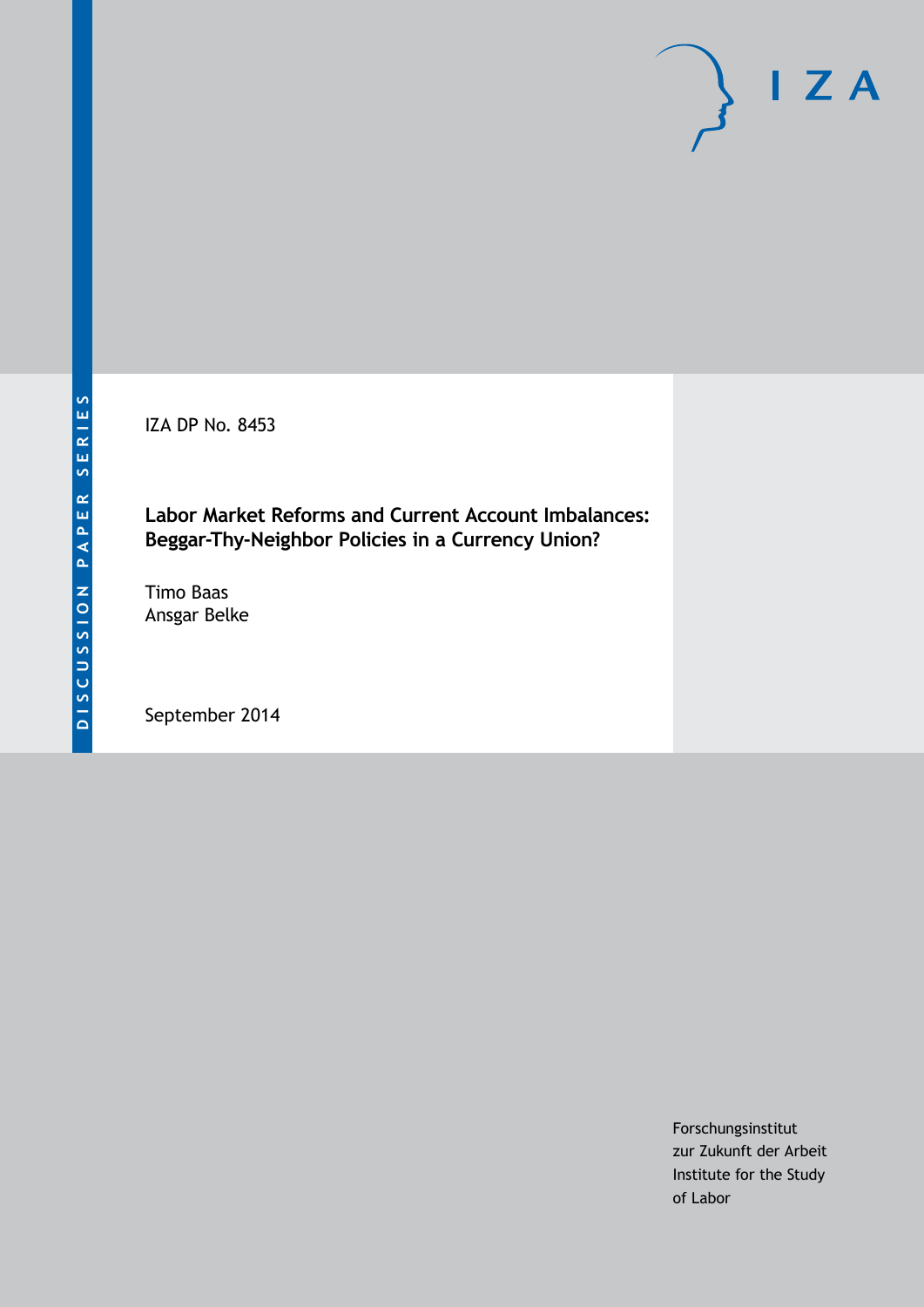DISCUSSION PAPER SERIES

IZA

IZA DP No. 8453

# Labor Market Reforms and Current Account Imbalances: Beggar-Thy-Neighbor Policies in a Currency Union?

Timo Baas
Ansgar Belke

September 2014

Forschungsinstitut
zur Zukunft der Arbeit
Institute for the Study
of Labor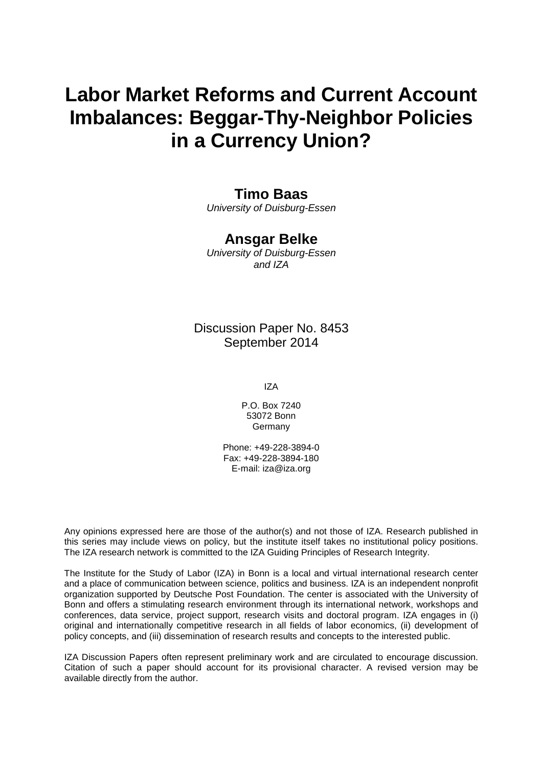# Labor Market Reforms and Current Account Imbalances: Beggar-Thy-Neighbor Policies in a Currency Union?

**Timo Baas**

*University of Duisburg-Essen*

**Ansgar Belke**

*University of Duisburg-Essen and IZA*

Discussion Paper No. 8453
September 2014

IZA

P.O. Box 7240
53072 Bonn
Germany

Phone: +49-228-3894-0
Fax: +49-228-3894-180
E-mail: iza@iza.org

Any opinions expressed here are those of the author(s) and not those of IZA. Research published in this series may include views on policy, but the institute itself takes no institutional policy positions. The IZA research network is committed to the IZA Guiding Principles of Research Integrity.

The Institute for the Study of Labor (IZA) in Bonn is a local and virtual international research center and a place of communication between science, politics and business. IZA is an independent nonprofit organization supported by Deutsche Post Foundation. The center is associated with the University of Bonn and offers a stimulating research environment through its international network, workshops and conferences, data service, project support, research visits and doctoral program. IZA engages in (i) original and internationally competitive research in all fields of labor economics, (ii) development of policy concepts, and (iii) dissemination of research results and concepts to the interested public.

IZA Discussion Papers often represent preliminary work and are circulated to encourage discussion. Citation of such a paper should account for its provisional character. A revised version may be available directly from the author.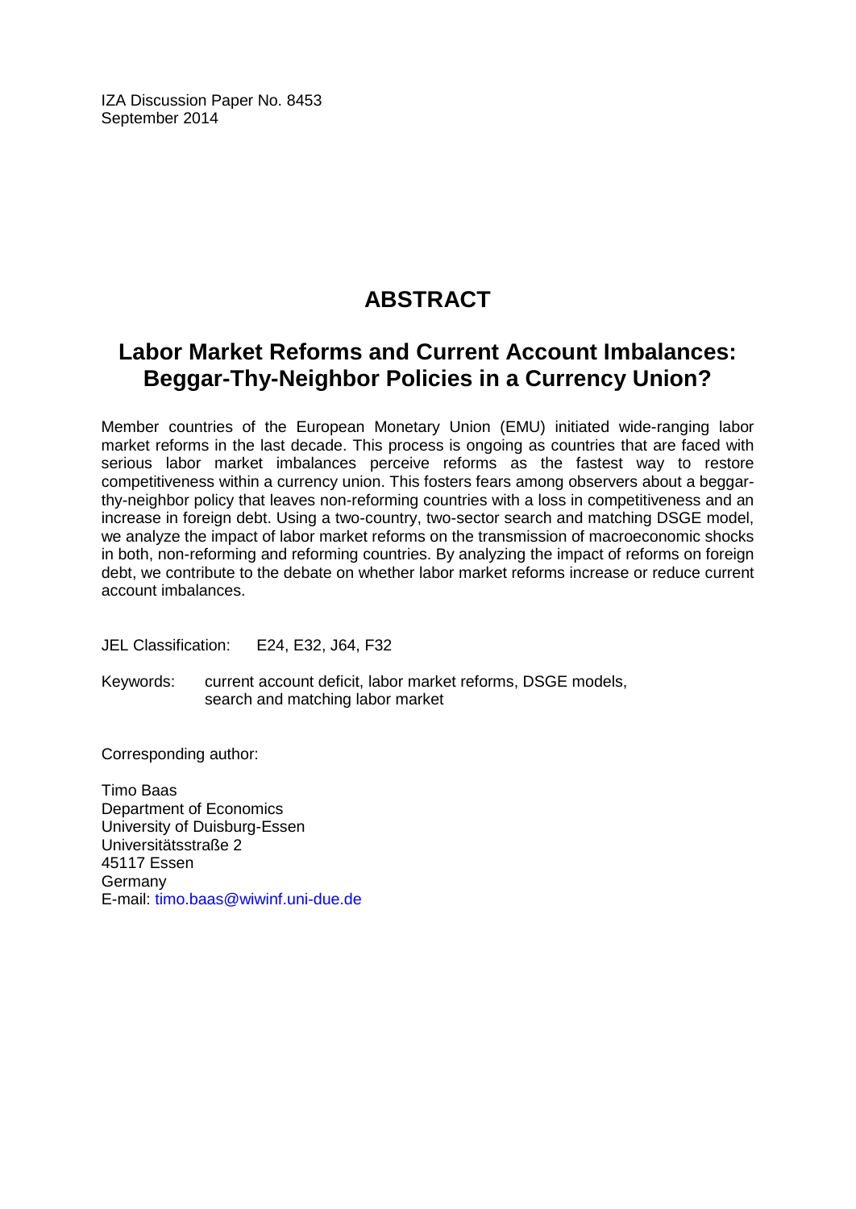IZA Discussion Paper No. 8453
September 2014

# ABSTRACT

## Labor Market Reforms and Current Account Imbalances: Beggar-Thy-Neighbor Policies in a Currency Union?

Member countries of the European Monetary Union (EMU) initiated wide-ranging labor market reforms in the last decade. This process is ongoing as countries that are faced with serious labor market imbalances perceive reforms as the fastest way to restore competitiveness within a currency union. This fosters fears among observers about a beggar-thy-neighbor policy that leaves non-reforming countries with a loss in competitiveness and an increase in foreign debt. Using a two-country, two-sector search and matching DSGE model, we analyze the impact of labor market reforms on the transmission of macroeconomic shocks in both, non-reforming and reforming countries. By analyzing the impact of reforms on foreign debt, we contribute to the debate on whether labor market reforms increase or reduce current account imbalances.

JEL Classification: E24, E32, J64, F32

Keywords: current account deficit, labor market reforms, DSGE models, search and matching labor market

Corresponding author:

Timo Baas
Department of Economics
University of Duisburg-Essen
Universitätsstraße 2
45117 Essen
Germany
E-mail: timo.baas@wiwinf.uni-due.de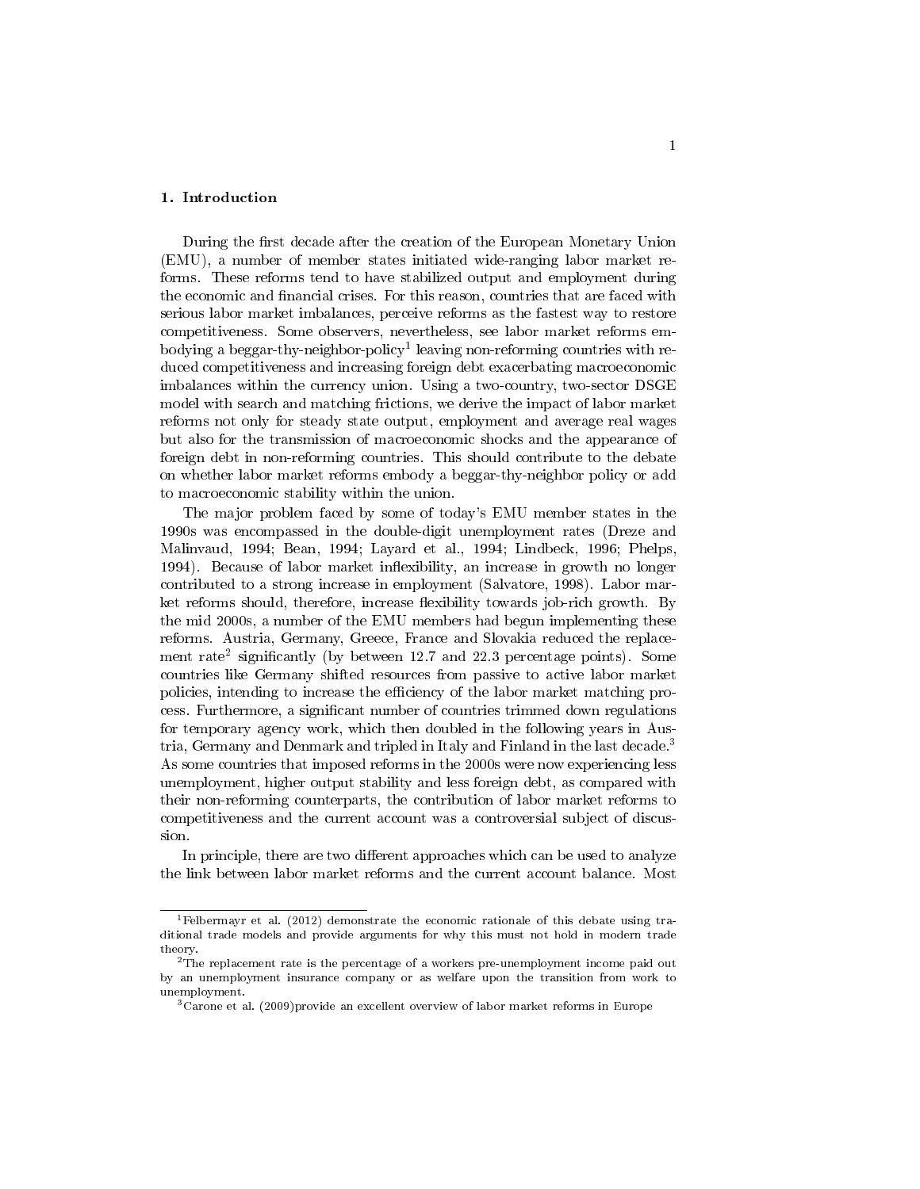## 1. Introduction

During the first decade after the creation of the European Monetary Union (EMU), a number of member states initiated wide-ranging labor market reforms. These reforms tend to have stabilized output and employment during the economic and financial crises. For this reason, countries that are faced with serious labor market imbalances, perceive reforms as the fastest way to restore competitiveness. Some observers, nevertheless, see labor market reforms embodying a beggar-thy-neighbor-policy[1] leaving non-reforming countries with reduced competitiveness and increasing foreign debt exacerbating macroeconomic imbalances within the currency union. Using a two-country, two-sector DSGE model with search and matching frictions, we derive the impact of labor market reforms not only for steady state output, employment and average real wages but also for the transmission of macroeconomic shocks and the appearance of foreign debt in non-reforming countries. This should contribute to the debate on whether labor market reforms embody a beggar-thy-neighbor policy or add to macroeconomic stability within the union.

The major problem faced by some of today's EMU member states in the 1990s was encompassed in the double-digit unemployment rates (Dreze and Malinvaud, 1994; Bean, 1994; Layard et al., 1994; Lindbeck, 1996; Phelps, 1994). Because of labor market inflexibility, an increase in growth no longer contributed to a strong increase in employment (Salvatore, 1998). Labor market reforms should, therefore, increase flexibility towards job-rich growth. By the mid 2000s, a number of the EMU members had begun implementing these reforms. Austria, Germany, Greece, France and Slovakia reduced the replacement rate[2] significantly (by between 12.7 and 22.3 percentage points). Some countries like Germany shifted resources from passive to active labor market policies, intending to increase the efficiency of the labor market matching process. Furthermore, a significant number of countries trimmed down regulations for temporary agency work, which then doubled in the following years in Austria, Germany and Denmark and tripled in Italy and Finland in the last decade.[3] As some countries that imposed reforms in the 2000s were now experiencing less unemployment, higher output stability and less foreign debt, as compared with their non-reforming counterparts, the contribution of labor market reforms to competitiveness and the current account was a controversial subject of discussion.

In principle, there are two different approaches which can be used to analyze the link between labor market reforms and the current account balance. Most

---

[1] Felbermayr et al. (2012) demonstrate the economic rationale of this debate using traditional trade models and provide arguments for why this must not hold in modern trade theory.

[2] The replacement rate is the percentage of a workers pre-unemployment income paid out by an unemployment insurance company or as welfare upon the transition from work to unemployment.

[3] Carone et al. (2009)provide an excellent overview of labor market reforms in Europe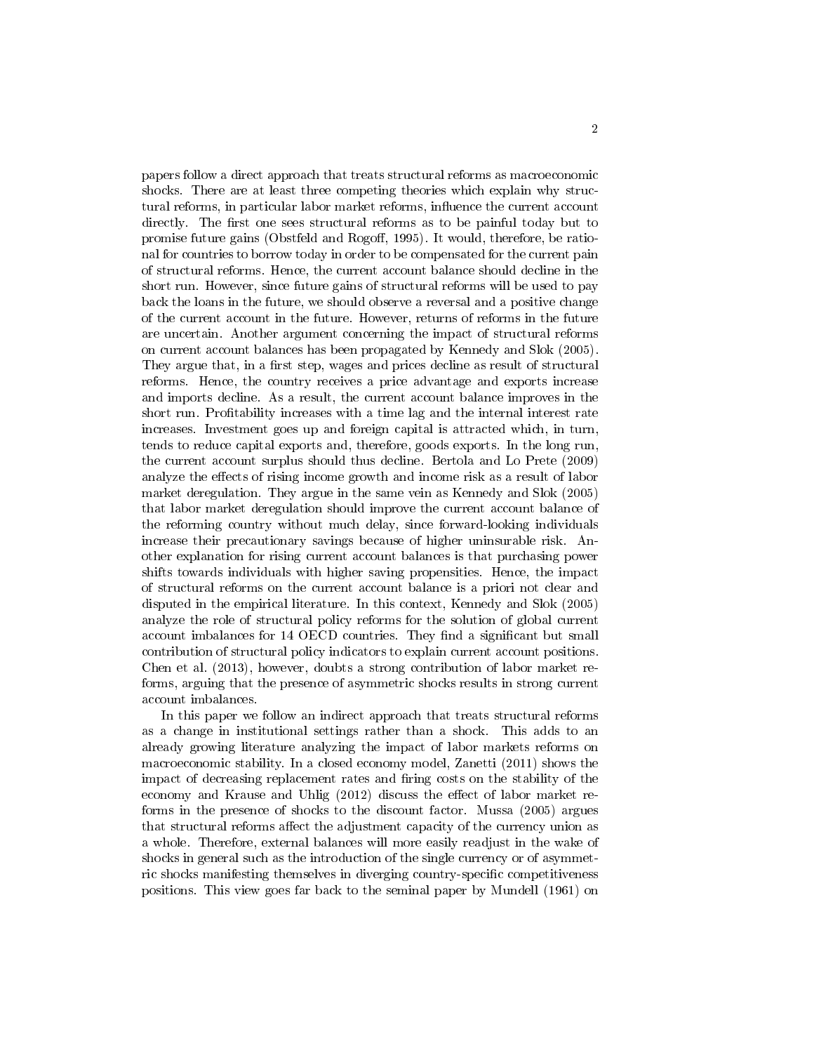papers follow a direct approach that treats structural reforms as macroeconomic shocks. There are at least three competing theories which explain why structural reforms, in particular labor market reforms, influence the current account directly. The first one sees structural reforms as to be painful today but to promise future gains (Obstfeld and Rogoff, 1995). It would, therefore, be rational for countries to borrow today in order to be compensated for the current pain of structural reforms. Hence, the current account balance should decline in the short run. However, since future gains of structural reforms will be used to pay back the loans in the future, we should observe a reversal and a positive change of the current account in the future. However, returns of reforms in the future are uncertain. Another argument concerning the impact of structural reforms on current account balances has been propagated by Kennedy and Slok (2005). They argue that, in a first step, wages and prices decline as result of structural reforms. Hence, the country receives a price advantage and exports increase and imports decline. As a result, the current account balance improves in the short run. Profitability increases with a time lag and the internal interest rate increases. Investment goes up and foreign capital is attracted which, in turn, tends to reduce capital exports and, therefore, goods exports. In the long run, the current account surplus should thus decline. Bertola and Lo Prete (2009) analyze the effects of rising income growth and income risk as a result of labor market deregulation. They argue in the same vein as Kennedy and Slok (2005) that labor market deregulation should improve the current account balance of the reforming country without much delay, since forward-looking individuals increase their precautionary savings because of higher uninsurable risk. Another explanation for rising current account balances is that purchasing power shifts towards individuals with higher saving propensities. Hence, the impact of structural reforms on the current account balance is a priori not clear and disputed in the empirical literature. In this context, Kennedy and Slok (2005) analyze the role of structural policy reforms for the solution of global current account imbalances for 14 OECD countries. They find a significant but small contribution of structural policy indicators to explain current account positions. Chen et al. (2013), however, doubts a strong contribution of labor market reforms, arguing that the presence of asymmetric shocks results in strong current account imbalances.

In this paper we follow an indirect approach that treats structural reforms as a change in institutional settings rather than a shock. This adds to an already growing literature analyzing the impact of labor markets reforms on macroeconomic stability. In a closed economy model, Zanetti (2011) shows the impact of decreasing replacement rates and firing costs on the stability of the economy and Krause and Uhlig (2012) discuss the effect of labor market reforms in the presence of shocks to the discount factor. Mussa (2005) argues that structural reforms affect the adjustment capacity of the currency union as a whole. Therefore, external balances will more easily readjust in the wake of shocks in general such as the introduction of the single currency or of asymmetric shocks manifesting themselves in diverging country-specific competitiveness positions. This view goes far back to the seminal paper by Mundell (1961) on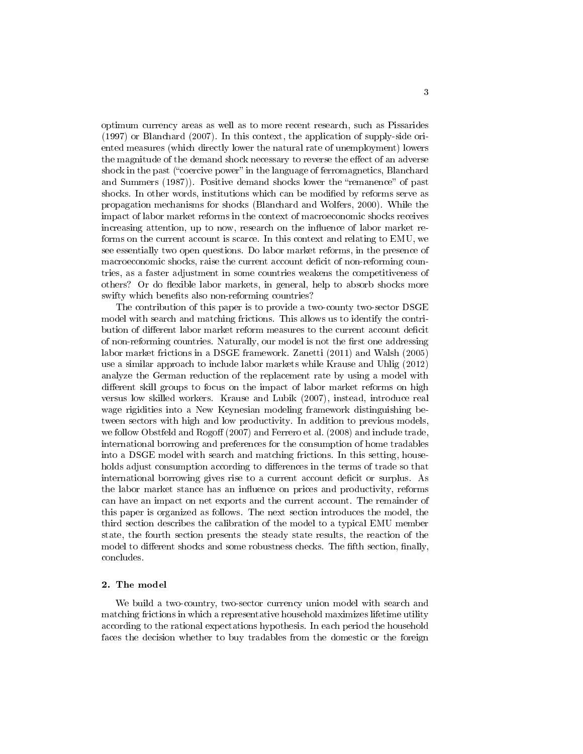optimum currency areas as well as to more recent research, such as Pissarides (1997) or Blanchard (2007). In this context, the application of supply-side oriented measures (which directly lower the natural rate of unemployment) lowers the magnitude of the demand shock necessary to reverse the effect of an adverse shock in the past ("coercive power" in the language of ferromagnetics, Blanchard and Summers (1987)). Positive demand shocks lower the "remanence" of past shocks. In other words, institutions which can be modified by reforms serve as propagation mechanisms for shocks (Blanchard and Wolfers, 2000). While the impact of labor market reforms in the context of macroeconomic shocks receives increasing attention, up to now, research on the influence of labor market reforms on the current account is scarce. In this context and relating to EMU, we see essentially two open questions. Do labor market reforms, in the presence of macroeconomic shocks, raise the current account deficit of non-reforming countries, as a faster adjustment in some countries weakens the competitiveness of others? Or do flexible labor markets, in general, help to absorb shocks more swifty which benefits also non-reforming countries?

The contribution of this paper is to provide a two-county two-sector DSGE model with search and matching frictions. This allows us to identify the contribution of different labor market reform measures to the current account deficit of non-reforming countries. Naturally, our model is not the first one addressing labor market frictions in a DSGE framework. Zanetti (2011) and Walsh (2005) use a similar approach to include labor markets while Krause and Uhlig (2012) analyze the German reduction of the replacement rate by using a model with different skill groups to focus on the impact of labor market reforms on high versus low skilled workers. Krause and Lubik (2007), instead, introduce real wage rigidities into a New Keynesian modeling framework distinguishing between sectors with high and low productivity. In addition to previous models, we follow Obstfeld and Rogoff (2007) and Ferrero et al. (2008) and include trade, international borrowing and preferences for the consumption of home tradables into a DSGE model with search and matching frictions. In this setting, households adjust consumption according to differences in the terms of trade so that international borrowing gives rise to a current account deficit or surplus. As the labor market stance has an influence on prices and productivity, reforms can have an impact on net exports and the current account. The remainder of this paper is organized as follows. The next section introduces the model, the third section describes the calibration of the model to a typical EMU member state, the fourth section presents the steady state results, the reaction of the model to different shocks and some robustness checks. The fifth section, finally, concludes.

## 2. The model

We build a two-country, two-sector currency union model with search and matching frictions in which a representative household maximizes lifetime utility according to the rational expectations hypothesis. In each period the household faces the decision whether to buy tradables from the domestic or the foreign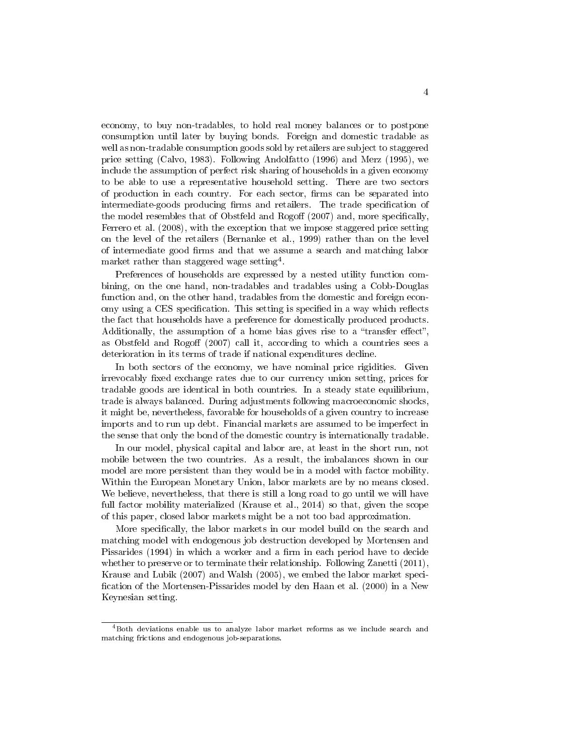economy, to buy non-tradables, to hold real money balances or to postpone consumption until later by buying bonds. Foreign and domestic tradable as well as non-tradable consumption goods sold by retailers are subject to staggered price setting (Calvo, 1983). Following Andolfatto (1996) and Merz (1995), we include the assumption of perfect risk sharing of households in a given economy to be able to use a representative household setting. There are two sectors of production in each country. For each sector, firms can be separated into intermediate-goods producing firms and retailers. The trade specification of the model resembles that of Obstfeld and Rogoff (2007) and, more specifically, Ferrero et al. (2008), with the exception that we impose staggered price setting on the level of the retailers (Bernanke et al., 1999) rather than on the level of intermediate good firms and that we assume a search and matching labor market rather than staggered wage setting[4].

Preferences of households are expressed by a nested utility function combining, on the one hand, non-tradables and tradables using a Cobb-Douglas function and, on the other hand, tradables from the domestic and foreign economy using a CES specification. This setting is specified in a way which reflects the fact that households have a preference for domestically produced products. Additionally, the assumption of a home bias gives rise to a "transfer effect", as Obstfeld and Rogoff (2007) call it, according to which a countries sees a deterioration in its terms of trade if national expenditures decline.

In both sectors of the economy, we have nominal price rigidities. Given irrevocably fixed exchange rates due to our currency union setting, prices for tradable goods are identical in both countries. In a steady state equilibrium, trade is always balanced. During adjustments following macroeconomic shocks, it might be, nevertheless, favorable for households of a given country to increase imports and to run up debt. Financial markets are assumed to be imperfect in the sense that only the bond of the domestic country is internationally tradable.

In our model, physical capital and labor are, at least in the short run, not mobile between the two countries. As a result, the imbalances shown in our model are more persistent than they would be in a model with factor mobility. Within the European Monetary Union, labor markets are by no means closed. We believe, nevertheless, that there is still a long road to go until we will have full factor mobility materialized (Krause et al., 2014) so that, given the scope of this paper, closed labor markets might be a not too bad approximation.

More specifically, the labor markets in our model build on the search and matching model with endogenous job destruction developed by Mortensen and Pissarides (1994) in which a worker and a firm in each period have to decide whether to preserve or to terminate their relationship. Following Zanetti (2011), Krause and Lubik (2007) and Walsh (2005), we embed the labor market specification of the Mortensen-Pissarides model by den Haan et al. (2000) in a New Keynesian setting.

[4] Both deviations enable us to analyze labor market reforms as we include search and matching frictions and endogenous job-separations.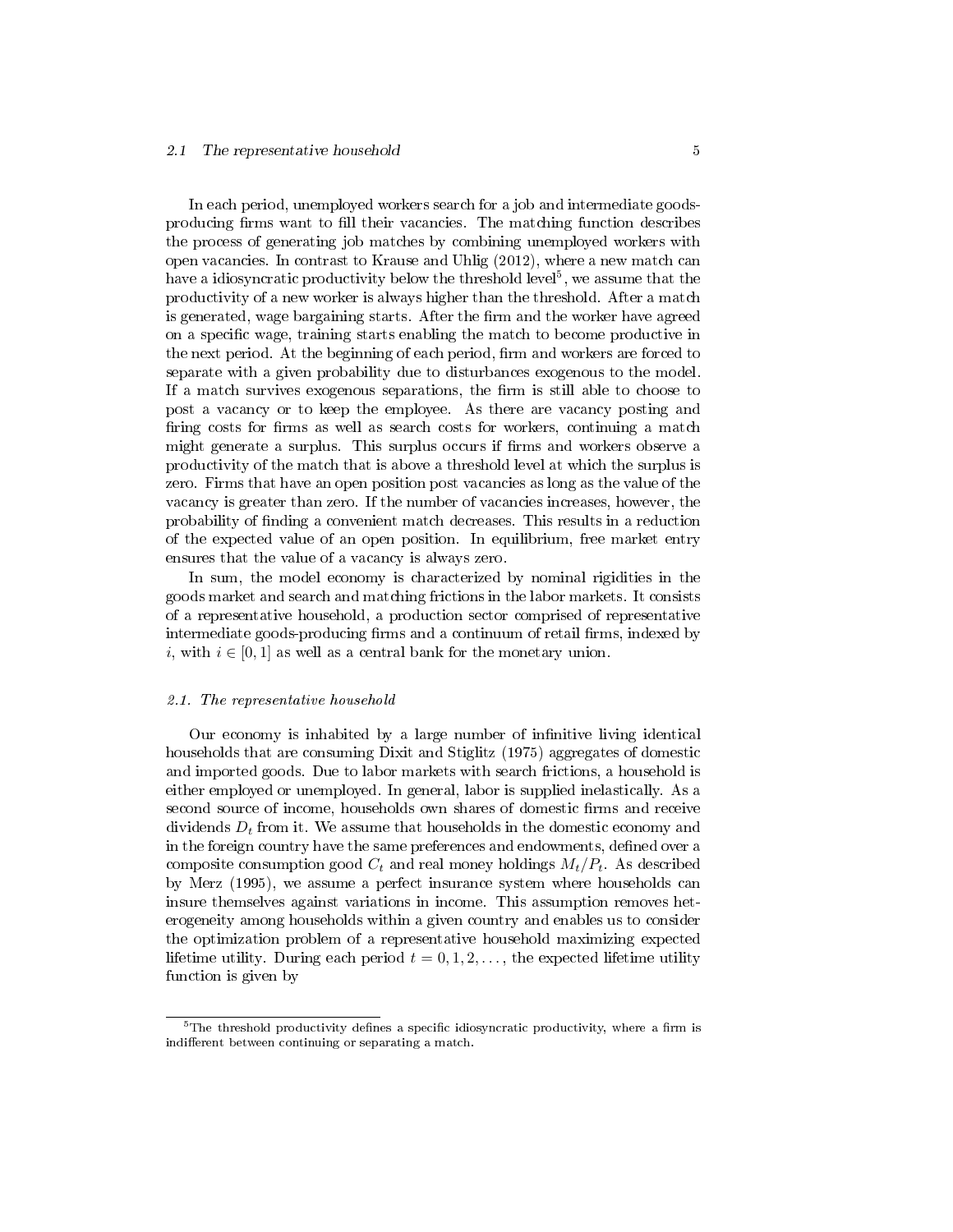In each period, unemployed workers search for a job and intermediate goods-producing firms want to fill their vacancies. The matching function describes the process of generating job matches by combining unemployed workers with open vacancies. In contrast to Krause and Uhlig (2012), where a new match can have a idiosyncratic productivity below the threshold level[5], we assume that the productivity of a new worker is always higher than the threshold. After a match is generated, wage bargaining starts. After the firm and the worker have agreed on a specific wage, training starts enabling the match to become productive in the next period. At the beginning of each period, firm and workers are forced to separate with a given probability due to disturbances exogenous to the model. If a match survives exogenous separations, the firm is still able to choose to post a vacancy or to keep the employee. As there are vacancy posting and firing costs for firms as well as search costs for workers, continuing a match might generate a surplus. This surplus occurs if firms and workers observe a productivity of the match that is above a threshold level at which the surplus is zero. Firms that have an open position post vacancies as long as the value of the vacancy is greater than zero. If the number of vacancies increases, however, the probability of finding a convenient match decreases. This results in a reduction of the expected value of an open position. In equilibrium, free market entry ensures that the value of a vacancy is always zero.

In sum, the model economy is characterized by nominal rigidities in the goods market and search and matching frictions in the labor markets. It consists of a representative household, a production sector comprised of representative intermediate goods-producing firms and a continuum of retail firms, indexed by $i$, with $i \in [0, 1]$ as well as a central bank for the monetary union.

### 2.1. The representative household

Our economy is inhabited by a large number of infinitive living identical households that are consuming Dixit and Stiglitz (1975) aggregates of domestic and imported goods. Due to labor markets with search frictions, a household is either employed or unemployed. In general, labor is supplied inelastically. As a second source of income, households own shares of domestic firms and receive dividends $D_t$ from it. We assume that households in the domestic economy and in the foreign country have the same preferences and endowments, defined over a composite consumption good $C_t$ and real money holdings $M_t/P_t$. As described by Merz (1995), we assume a perfect insurance system where households can insure themselves against variations in income. This assumption removes heterogeneity among households within a given country and enables us to consider the optimization problem of a representative household maximizing expected lifetime utility. During each period $t = 0, 1, 2, \ldots$, the expected lifetime utility function is given by

[5] The threshold productivity defines a specific idiosyncratic productivity, where a firm is indifferent between continuing or separating a match.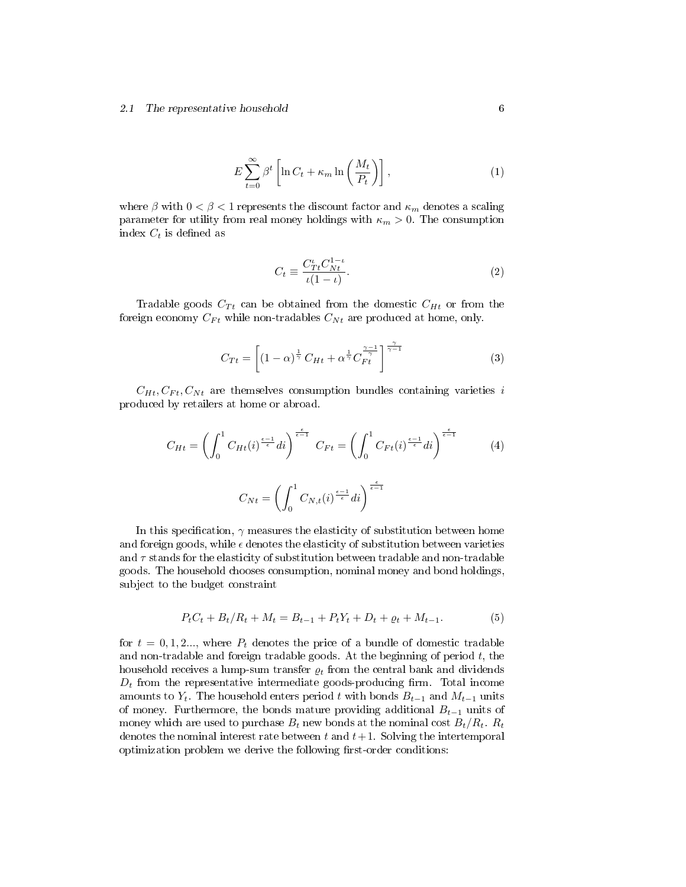$$E\sum_{t=0}^{\infty}\beta^t\left[\ln C_t+\kappa_m\ln\left(\frac{M_t}{P_t}\right)\right], \tag{1}$$

where $\beta$ with $0<\beta<1$ represents the discount factor and $\kappa_m$ denotes a scaling parameter for utility from real money holdings with $\kappa_m>0$. The consumption index $C_t$ is defined as

$$C_t\equiv\frac{C_{Tt}^{\iota}C_{Nt}^{1-\iota}}{\iota(1-\iota)}. \tag{2}$$

Tradable goods $C_{Tt}$ can be obtained from the domestic $C_{Ht}$ or from the foreign economy $C_{Ft}$ while non-tradables $C_{Nt}$ are produced at home, only.

$$C_{Tt}=\left[(1-\alpha)^{\frac{1}{\gamma}}C_{Ht}+\alpha^{\frac{1}{\gamma}}C_{Ft}^{\frac{\gamma-1}{\gamma}}\right]^{\frac{\gamma}{\gamma-1}} \tag{3}$$

$C_{Ht},C_{Ft},C_{Nt}$ are themselves consumption bundles containing varieties $i$ produced by retailers at home or abroad.

$$C_{Ht}=\left(\int_0^1 C_{Ht}(i)^{\frac{\epsilon-1}{\epsilon}}di\right)^{\frac{\epsilon}{\epsilon-1}}\quad C_{Ft}=\left(\int_0^1 C_{Ft}(i)^{\frac{\epsilon-1}{\epsilon}}di\right)^{\frac{\epsilon}{\epsilon-1}} \tag{4}$$

$$C_{Nt}=\left(\int_0^1 C_{N,t}(i)^{\frac{\epsilon-1}{\epsilon}}di\right)^{\frac{\epsilon}{\epsilon-1}}$$

In this specification, $\gamma$ measures the elasticity of substitution between home and foreign goods, while $\epsilon$ denotes the elasticity of substitution between varieties and $\tau$ stands for the elasticity of substitution between tradable and non-tradable goods. The household chooses consumption, nominal money and bond holdings, subject to the budget constraint

$$P_tC_t+B_t/R_t+M_t=B_{t-1}+P_tY_t+D_t+\varrho_t+M_{t-1}. \tag{5}$$

for $t=0,1,2...$, where $P_t$ denotes the price of a bundle of domestic tradable and non-tradable and foreign tradable goods. At the beginning of period $t$, the household receives a lump-sum transfer $\varrho_t$ from the central bank and dividends $D_t$ from the representative intermediate goods-producing firm. Total income amounts to $Y_t$. The household enters period $t$ with bonds $B_{t-1}$ and $M_{t-1}$ units of money. Furthermore, the bonds mature providing additional $B_{t-1}$ units of money which are used to purchase $B_t$ new bonds at the nominal cost $B_t/R_t$. $R_t$ denotes the nominal interest rate between $t$ and $t+1$. Solving the intertemporal optimization problem we derive the following first-order conditions: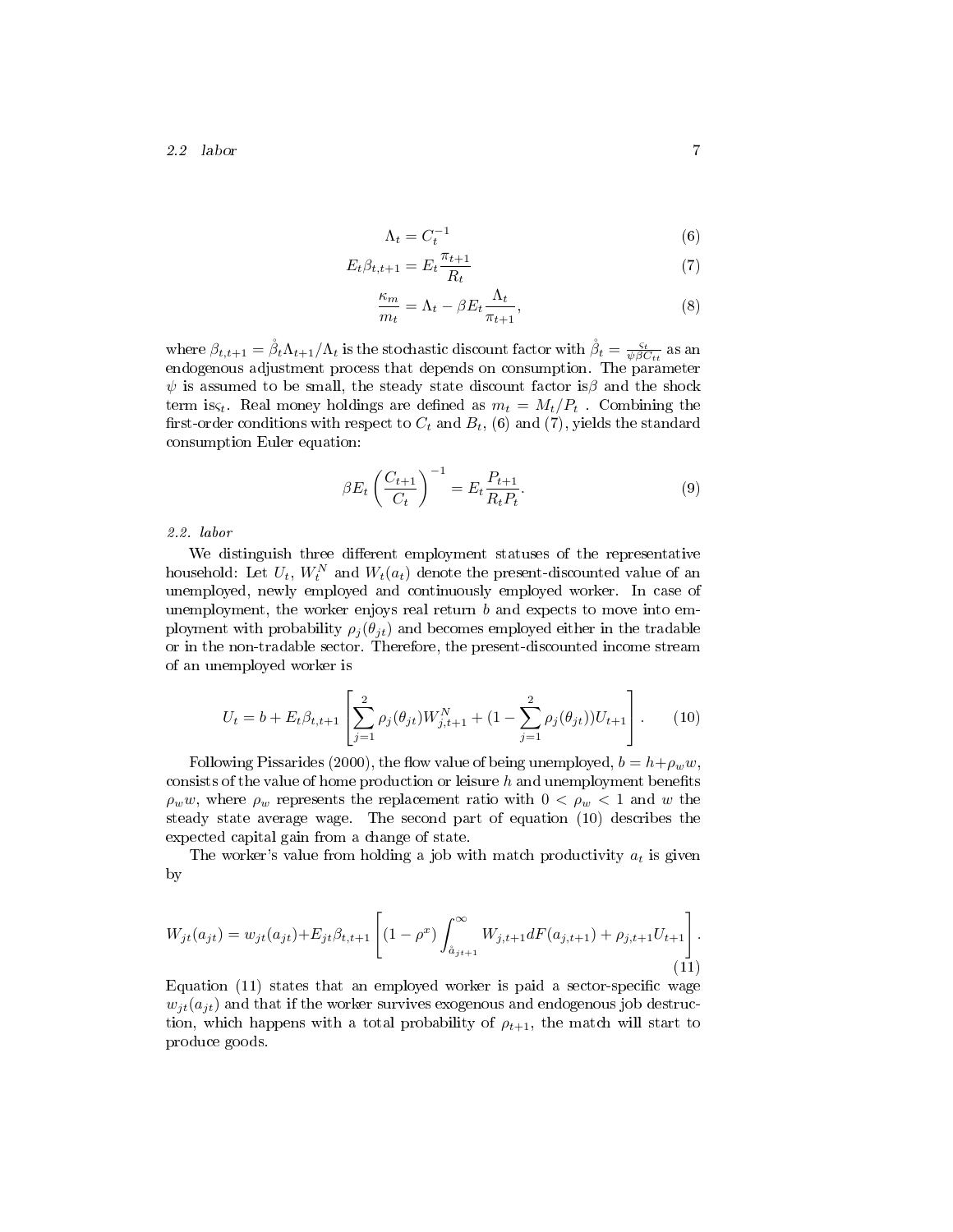$$\Lambda_t = C_t^{-1} \tag{6}$$

$$E_t \beta_{t,t+1} = E_t \frac{\pi_{t+1}}{R_t} \tag{7}$$

$$\frac{\kappa_m}{m_t} = \Lambda_t - \beta E_t \frac{\Lambda_t}{\pi_{t+1}}, \tag{8}$$

where $\beta_{t,t+1} = \mathring{\beta}_t \Lambda_{t+1} / \Lambda_t$ is the stochastic discount factor with $\mathring{\beta}_t = \frac{\varsigma_t}{\psi \beta C_{tt}}$ as an endogenous adjustment process that depends on consumption. The parameter $\psi$ is assumed to be small, the steady state discount factor is$\beta$ and the shock term is$\varsigma_t$. Real money holdings are defined as $m_t = M_t/P_t$ . Combining the first-order conditions with respect to $C_t$ and $B_t$, (6) and (7), yields the standard consumption Euler equation:

$$\beta E_t \left( \frac{C_{t+1}}{C_t} \right)^{-1} = E_t \frac{P_{t+1}}{R_t P_t}. \tag{9}$$

*2.2. labor*

We distinguish three different employment statuses of the representative household: Let $U_t$, $W_t^N$ and $W_t(a_t)$ denote the present-discounted value of an unemployed, newly employed and continuously employed worker. In case of unemployment, the worker enjoys real return $b$ and expects to move into employment with probability $\rho_j(\theta_{jt})$ and becomes employed either in the tradable or in the non-tradable sector. Therefore, the present-discounted income stream of an unemployed worker is

$$U_t = b + E_t \beta_{t,t+1} \left[ \sum_{j=1}^{2} \rho_j(\theta_{jt}) W_{j,t+1}^N + (1 - \sum_{j=1}^{2} \rho_j(\theta_{jt})) U_{t+1} \right]. \tag{10}$$

Following Pissarides (2000), the flow value of being unemployed, $b = h + \rho_w w$, consists of the value of home production or leisure $h$ and unemployment benefits $\rho_w w$, where $\rho_w$ represents the replacement ratio with $0 < \rho_w < 1$ and $w$ the steady state average wage. The second part of equation (10) describes the expected capital gain from a change of state.

The worker's value from holding a job with match productivity $a_t$ is given by

$$W_{jt}(a_{jt}) = w_{jt}(a_{jt}) + E_{jt} \beta_{t,t+1} \left[ (1 - \rho^x) \int_{\mathring{a}_{jt+1}}^{\infty} W_{j,t+1} dF(a_{j,t+1}) + \rho_{j,t+1} U_{t+1} \right]. \tag{11}$$

Equation (11) states that an employed worker is paid a sector-specific wage $w_{jt}(a_{jt})$ and that if the worker survives exogenous and endogenous job destruction, which happens with a total probability of $\rho_{t+1}$, the match will start to produce goods.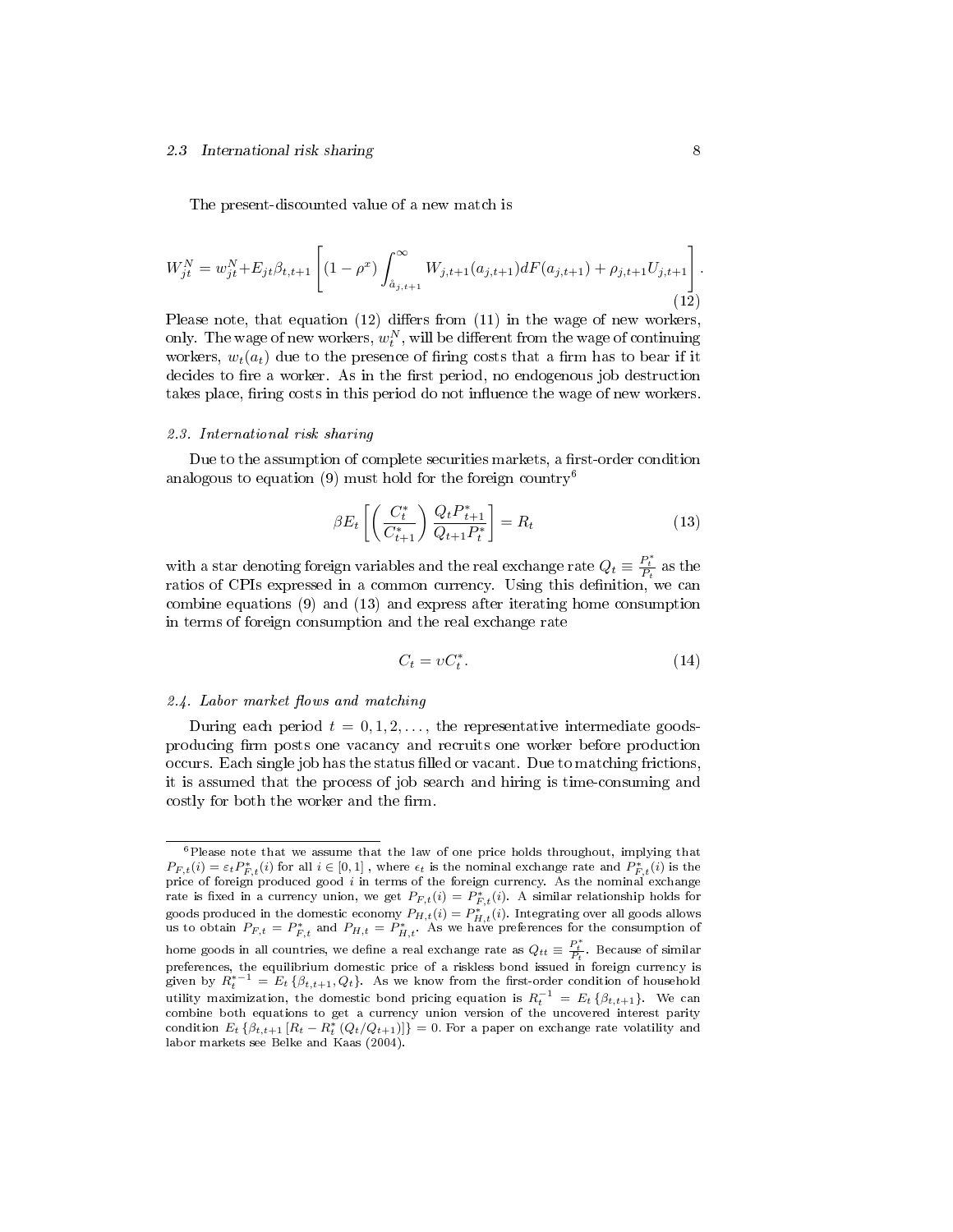The present-discounted value of a new match is

$$W_{jt}^{N} = w_{jt}^{N} + E_{jt}\beta_{t,t+1}\left[(1-\rho^{x})\int_{\hat{a}_{j,t+1}}^{\infty} W_{j,t+1}(a_{j,t+1})dF(a_{j,t+1}) + \rho_{j,t+1}U_{j,t+1}\right]. \tag{12}$$

Please note, that equation (12) differs from (11) in the wage of new workers, only. The wage of new workers, $w_t^N$, will be different from the wage of continuing workers, $w_t(a_t)$ due to the presence of firing costs that a firm has to bear if it decides to fire a worker. As in the first period, no endogenous job destruction takes place, firing costs in this period do not influence the wage of new workers.

### 2.3. International risk sharing

Due to the assumption of complete securities markets, a first-order condition analogous to equation (9) must hold for the foreign country[6]

$$\beta E_t\left[\left(\frac{C_t^*}{C_{t+1}^*}\right)\frac{Q_t P_{t+1}^*}{Q_{t+1}P_t^*}\right] = R_t \tag{13}$$

with a star denoting foreign variables and the real exchange rate $Q_t \equiv \frac{P_t^*}{P_t}$ as the ratios of CPIs expressed in a common currency. Using this definition, we can combine equations (9) and (13) and express after iterating home consumption in terms of foreign consumption and the real exchange rate

$$C_t = \upsilon C_t^*. \tag{14}$$

### 2.4. Labor market flows and matching

During each period $t = 0, 1, 2, \ldots$, the representative intermediate goods-producing firm posts one vacancy and recruits one worker before production occurs. Each single job has the status filled or vacant. Due to matching frictions, it is assumed that the process of job search and hiring is time-consuming and costly for both the worker and the firm.

---

[6] Please note that we assume that the law of one price holds throughout, implying that $P_{F,t}(i) = \varepsilon_t P_{F,t}^*(i)$ for all $i \in [0,1]$ , where $\epsilon_t$ is the nominal exchange rate and $P_{F,t}^*(i)$ is the price of foreign produced good $i$ in terms of the foreign currency. As the nominal exchange rate is fixed in a currency union, we get $P_{F,t}(i) = P_{F,t}^*(i)$. A similar relationship holds for goods produced in the domestic economy $P_{H,t}(i) = P_{H,t}^*(i)$. Integrating over all goods allows us to obtain $P_{F,t} = P_{F,t}^*$ and $P_{H,t} = P_{H,t}^*$. As we have preferences for the consumption of home goods in all countries, we define a real exchange rate as $Q_{tt} \equiv \frac{P_t^*}{P_t}$. Because of similar preferences, the equilibrium domestic price of a riskless bond issued in foreign currency is given by $R_t^{*-1} = E_t\{\beta_{t,t+1}, Q_t\}$. As we know from the first-order condition of household utility maximization, the domestic bond pricing equation is $R_t^{-1} = E_t\{\beta_{t,t+1}\}$. We can combine both equations to get a currency union version of the uncovered interest parity condition $E_t\{\beta_{t,t+1}\left[R_t - R_t^*(Q_t/Q_{t+1})\right]\} = 0$. For a paper on exchange rate volatility and labor markets see Belke and Kaas (2004).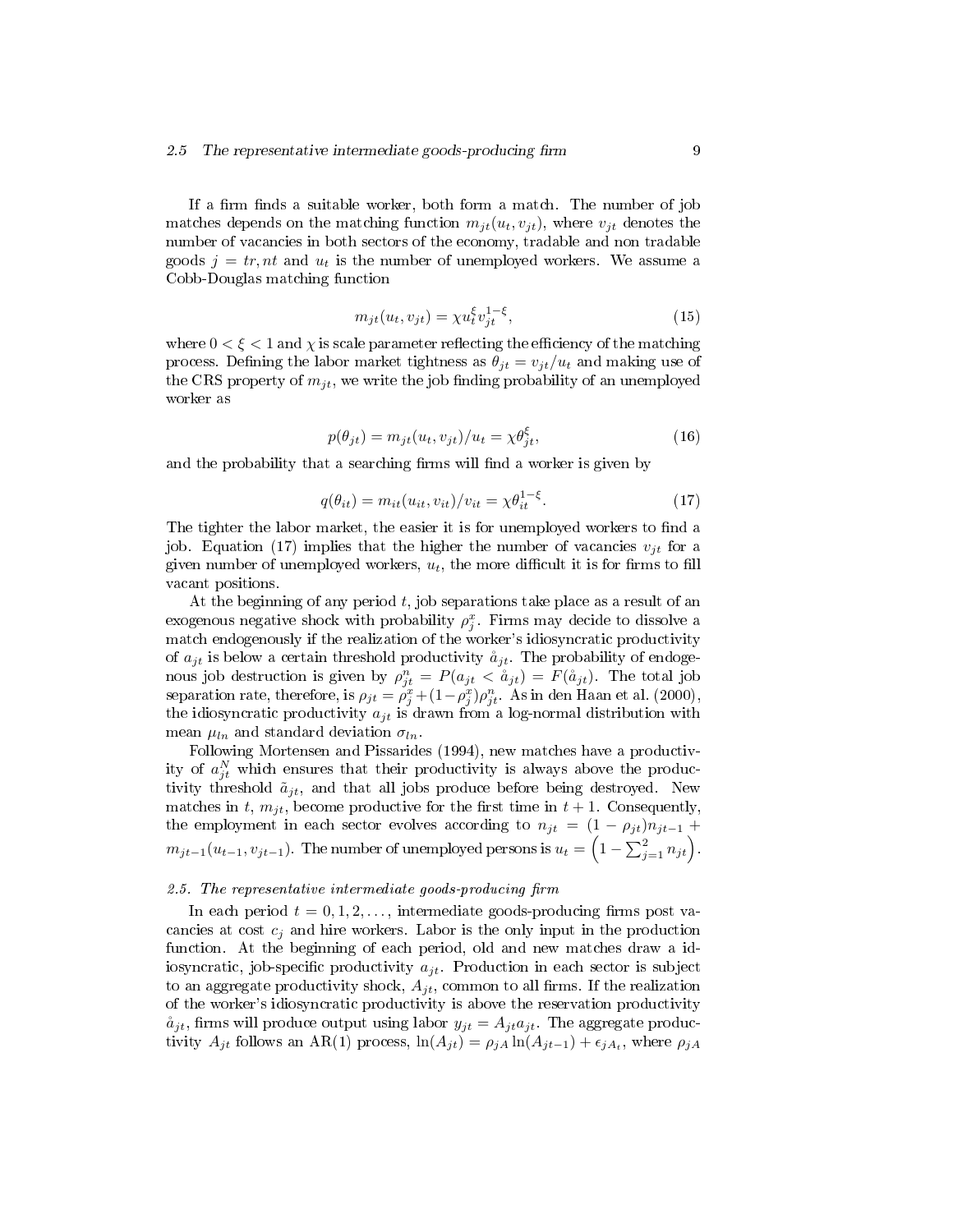If a firm finds a suitable worker, both form a match. The number of job matches depends on the matching function $m_{jt}(u_t, v_{jt})$, where $v_{jt}$ denotes the number of vacancies in both sectors of the economy, tradable and non tradable goods $j = tr, nt$ and $u_t$ is the number of unemployed workers. We assume a Cobb-Douglas matching function

$$m_{jt}(u_t, v_{jt}) = \chi u_t^{\xi} v_{jt}^{1-\xi}, \tag{15}$$

where $0 < \xi < 1$ and $\chi$ is scale parameter reflecting the efficiency of the matching process. Defining the labor market tightness as $\theta_{jt} = v_{jt}/u_t$ and making use of the CRS property of $m_{jt}$, we write the job finding probability of an unemployed worker as

$$p(\theta_{jt}) = m_{jt}(u_t, v_{jt})/u_t = \chi \theta_{jt}^{\xi}, \tag{16}$$

and the probability that a searching firms will find a worker is given by

$$q(\theta_{it}) = m_{it}(u_{it}, v_{it})/v_{it} = \chi \theta_{it}^{1-\xi}. \tag{17}$$

The tighter the labor market, the easier it is for unemployed workers to find a job. Equation (17) implies that the higher the number of vacancies $v_{jt}$ for a given number of unemployed workers, $u_t$, the more difficult it is for firms to fill vacant positions.

At the beginning of any period $t$, job separations take place as a result of an exogenous negative shock with probability $\rho_j^x$. Firms may decide to dissolve a match endogenously if the realization of the worker's idiosyncratic productivity of $a_{jt}$ is below a certain threshold productivity $\mathring{a}_{jt}$. The probability of endogenous job destruction is given by $\rho_{jt}^n = P(a_{jt} < \mathring{a}_{jt}) = F(\mathring{a}_{jt})$. The total job separation rate, therefore, is $\rho_{jt} = \rho_j^x + (1-\rho_j^x)\rho_{jt}^n$. As in den Haan et al. (2000), the idiosyncratic productivity $a_{jt}$ is drawn from a log-normal distribution with mean $\mu_{ln}$ and standard deviation $\sigma_{ln}$.

Following Mortensen and Pissarides (1994), new matches have a productivity of $a_{jt}^N$ which ensures that their productivity is always above the productivity threshold $\tilde{a}_{jt}$, and that all jobs produce before being destroyed. New matches in $t$, $m_{jt}$, become productive for the first time in $t+1$. Consequently, the employment in each sector evolves according to $n_{jt} = (1 - \rho_{jt})n_{jt-1} + m_{jt-1}(u_{t-1}, v_{jt-1})$. The number of unemployed persons is $u_t = \left(1 - \sum_{j=1}^{2} n_{jt}\right)$.

## 2.5. The representative intermediate goods-producing firm

In each period $t = 0, 1, 2, \ldots$, intermediate goods-producing firms post vacancies at cost $c_j$ and hire workers. Labor is the only input in the production function. At the beginning of each period, old and new matches draw a idiosyncratic, job-specific productivity $a_{jt}$. Production in each sector is subject to an aggregate productivity shock, $A_{jt}$, common to all firms. If the realization of the worker's idiosyncratic productivity is above the reservation productivity $\mathring{a}_{jt}$, firms will produce output using labor $y_{jt} = A_{jt}a_{jt}$. The aggregate productivity $A_{jt}$ follows an AR(1) process, $\ln(A_{jt}) = \rho_{jA}\ln(A_{jt-1}) + \epsilon_{jA_t}$, where $\rho_{jA}$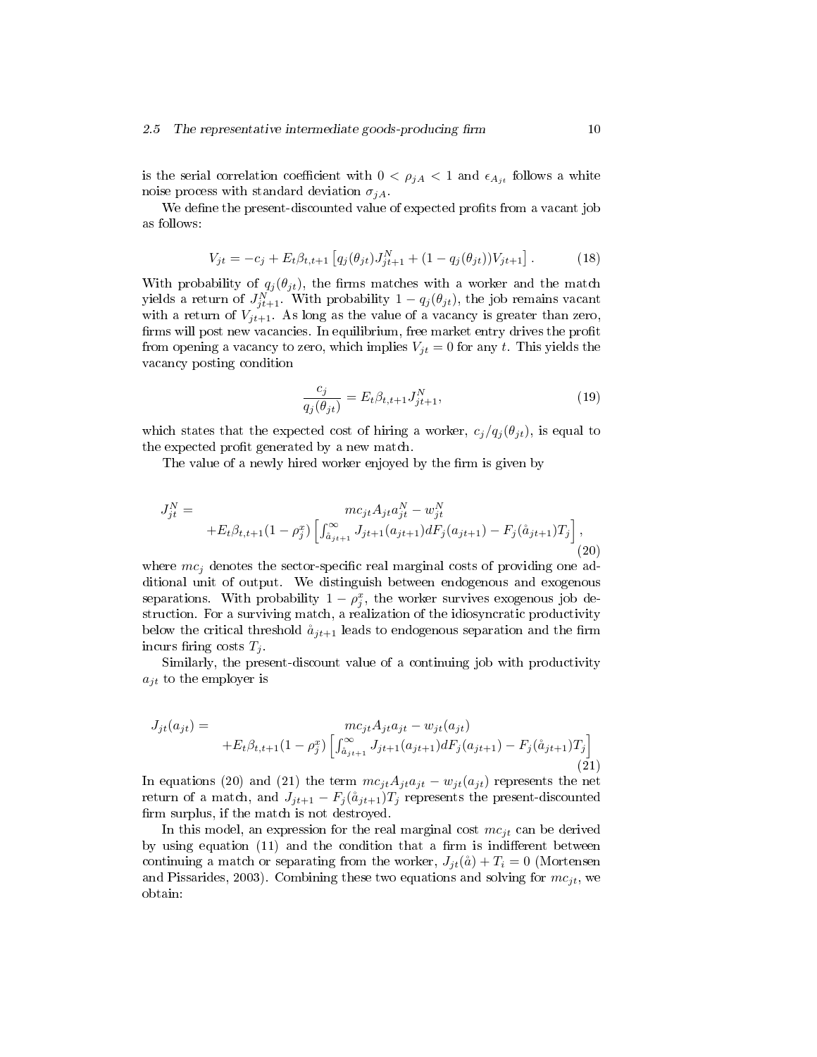is the serial correlation coefficient with $0 < \rho_{jA} < 1$ and $\epsilon_{A_{jt}}$ follows a white noise process with standard deviation $\sigma_{jA}$.

We define the present-discounted value of expected profits from a vacant job as follows:

$$V_{jt} = -c_j + E_t \beta_{t,t+1} \left[ q_j(\theta_{jt}) J_{jt+1}^N + (1 - q_j(\theta_{jt})) V_{jt+1} \right]. \tag{18}$$

With probability of $q_j(\theta_{jt})$, the firms matches with a worker and the match yields a return of $J_{jt+1}^N$. With probability $1 - q_j(\theta_{jt})$, the job remains vacant with a return of $V_{jt+1}$. As long as the value of a vacancy is greater than zero, firms will post new vacancies. In equilibrium, free market entry drives the profit from opening a vacancy to zero, which implies $V_{jt} = 0$ for any $t$. This yields the vacancy posting condition

$$\frac{c_j}{q_j(\theta_{jt})} = E_t \beta_{t,t+1} J_{jt+1}^N, \tag{19}$$

which states that the expected cost of hiring a worker, $c_j / q_j(\theta_{jt})$, is equal to the expected profit generated by a new match.

The value of a newly hired worker enjoyed by the firm is given by

$$\begin{aligned} J_{jt}^N = & \quad mc_{jt} A_{jt} a_{jt}^N - w_{jt}^N \\ & + E_t \beta_{t,t+1} (1 - \rho_j^x) \left[ \int_{\mathring{a}_{jt+1}}^{\infty} J_{jt+1}(a_{jt+1}) dF_j(a_{jt+1}) - F_j(\mathring{a}_{jt+1}) T_j \right], \end{aligned} \tag{20}$$

where $mc_j$ denotes the sector-specific real marginal costs of providing one additional unit of output. We distinguish between endogenous and exogenous separations. With probability $1 - \rho_j^x$, the worker survives exogenous job destruction. For a surviving match, a realization of the idiosyncratic productivity below the critical threshold $\mathring{a}_{jt+1}$ leads to endogenous separation and the firm incurs firing costs $T_j$.

Similarly, the present-discount value of a continuing job with productivity $a_{jt}$ to the employer is

$$\begin{aligned} J_{jt}(a_{jt}) = & \quad mc_{jt} A_{jt} a_{jt} - w_{jt}(a_{jt}) \\ & + E_t \beta_{t,t+1} (1 - \rho_j^x) \left[ \int_{\mathring{a}_{jt+1}}^{\infty} J_{jt+1}(a_{jt+1}) dF_j(a_{jt+1}) - F_j(\mathring{a}_{jt+1}) T_j \right] \end{aligned} \tag{21}$$

In equations (20) and (21) the term $mc_{jt} A_{jt} a_{jt} - w_{jt}(a_{jt})$ represents the net return of a match, and $J_{jt+1} - F_j(\mathring{a}_{jt+1}) T_j$ represents the present-discounted firm surplus, if the match is not destroyed.

In this model, an expression for the real marginal cost $mc_{jt}$ can be derived by using equation (11) and the condition that a firm is indifferent between continuing a match or separating from the worker, $J_{jt}(\mathring{a}) + T_i = 0$ (Mortensen and Pissarides, 2003). Combining these two equations and solving for $mc_{jt}$, we obtain: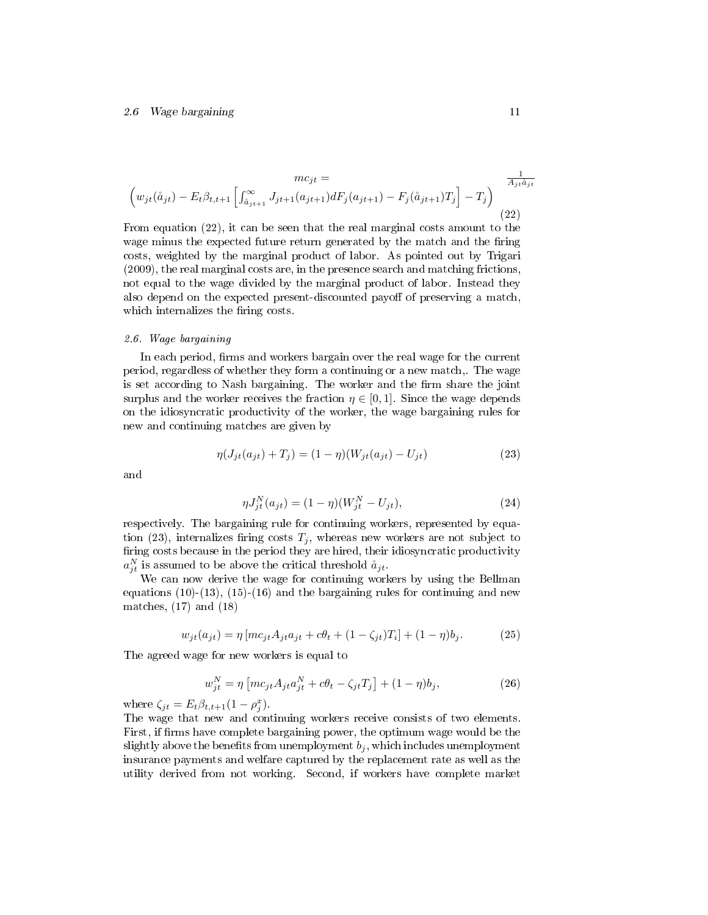$$mc_{jt} = \frac{1}{A_{jt}\mathring{a}_{jt}} \left( w_{jt}(\mathring{a}_{jt}) - E_t\beta_{t,t+1}\left[\int_{\mathring{a}_{jt+1}}^{\infty} J_{jt+1}(a_{jt+1})dF_j(a_{jt+1}) - F_j(\mathring{a}_{jt+1})T_j\right] - T_j \right) \tag{22}$$

From equation (22), it can be seen that the real marginal costs amount to the wage minus the expected future return generated by the match and the firing costs, weighted by the marginal product of labor. As pointed out by Trigari (2009), the real marginal costs are, in the presence search and matching frictions, not equal to the wage divided by the marginal product of labor. Instead they also depend on the expected present-discounted payoff of preserving a match, which internalizes the firing costs.

### 2.6. Wage bargaining

In each period, firms and workers bargain over the real wage for the current period, regardless of whether they form a continuing or a new match,. The wage is set according to Nash bargaining. The worker and the firm share the joint surplus and the worker receives the fraction $\eta \in [0, 1]$. Since the wage depends on the idiosyncratic productivity of the worker, the wage bargaining rules for new and continuing matches are given by

$$\eta(J_{jt}(a_{jt}) + T_j) = (1 - \eta)(W_{jt}(a_{jt}) - U_{jt}) \tag{23}$$

and

$$\eta J_{jt}^N(a_{jt}) = (1 - \eta)(W_{jt}^N - U_{jt}), \tag{24}$$

respectively. The bargaining rule for continuing workers, represented by equation (23), internalizes firing costs $T_j$, whereas new workers are not subject to firing costs because in the period they are hired, their idiosyncratic productivity $a_{jt}^N$ is assumed to be above the critical threshold $\mathring{a}_{jt}$.

We can now derive the wage for continuing workers by using the Bellman equations (10)-(13), (15)-(16) and the bargaining rules for continuing and new matches, (17) and (18)

$$w_{jt}(a_{jt}) = \eta\left[mc_{jt}A_{jt}a_{jt} + c\theta_t + (1 - \zeta_{jt})T_i\right] + (1 - \eta)b_j. \tag{25}$$

The agreed wage for new workers is equal to

$$w_{jt}^N = \eta\left[mc_{jt}A_{jt}a_{jt}^N + c\theta_t - \zeta_{jt}T_j\right] + (1 - \eta)b_j, \tag{26}$$

where $\zeta_{jt} = E_t\beta_{t,t+1}(1 - \rho_j^x)$.

The wage that new and continuing workers receive consists of two elements. First, if firms have complete bargaining power, the optimum wage would be the slightly above the benefits from unemployment $b_j$, which includes unemployment insurance payments and welfare captured by the replacement rate as well as the utility derived from not working. Second, if workers have complete market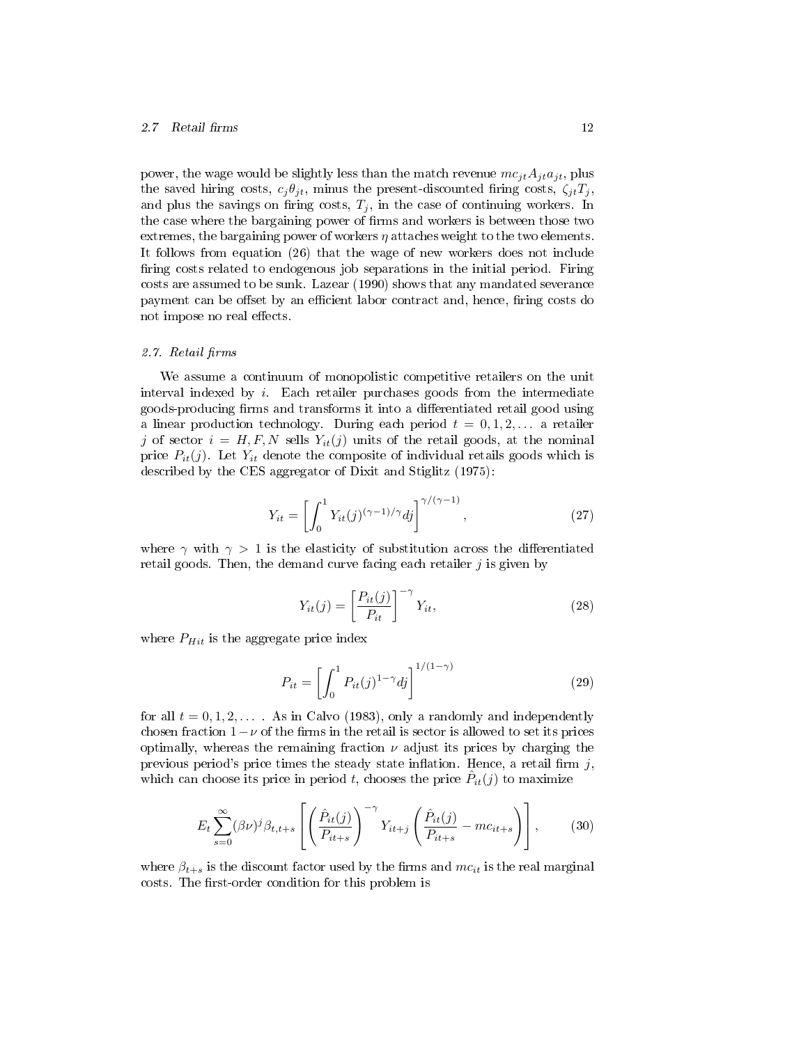power, the wage would be slightly less than the match revenue $mc_{jt}A_{jt}a_{jt}$, plus the saved hiring costs, $c_j\theta_{jt}$, minus the present-discounted firing costs, $\zeta_{jt}T_j$, and plus the savings on firing costs, $T_j$, in the case of continuing workers. In the case where the bargaining power of firms and workers is between those two extremes, the bargaining power of workers $\eta$ attaches weight to the two elements. It follows from equation (26) that the wage of new workers does not include firing costs related to endogenous job separations in the initial period. Firing costs are assumed to be sunk. Lazear (1990) shows that any mandated severance payment can be offset by an efficient labor contract and, hence, firing costs do not impose no real effects.

### 2.7. Retail firms

We assume a continuum of monopolistic competitive retailers on the unit interval indexed by $i$. Each retailer purchases goods from the intermediate goods-producing firms and transforms it into a differentiated retail good using a linear production technology. During each period $t = 0, 1, 2, \ldots$ a retailer $j$ of sector $i = H, F, N$ sells $Y_{it}(j)$ units of the retail goods, at the nominal price $P_{it}(j)$. Let $Y_{it}$ denote the composite of individual retails goods which is described by the CES aggregator of Dixit and Stiglitz (1975):

$$Y_{it} = \left[ \int_0^1 Y_{it}(j)^{(\gamma-1)/\gamma} dj \right]^{\gamma/(\gamma-1)}, \tag{27}$$

where $\gamma$ with $\gamma > 1$ is the elasticity of substitution across the differentiated retail goods. Then, the demand curve facing each retailer $j$ is given by

$$Y_{it}(j) = \left[ \frac{P_{it}(j)}{P_{it}} \right]^{-\gamma} Y_{it}, \tag{28}$$

where $P_{Hit}$ is the aggregate price index

$$P_{it} = \left[ \int_0^1 P_{it}(j)^{1-\gamma} dj \right]^{1/(1-\gamma)} \tag{29}$$

for all $t = 0, 1, 2, \ldots$ . As in Calvo (1983), only a randomly and independently chosen fraction $1 - \nu$ of the firms in the retail is sector is allowed to set its prices optimally, whereas the remaining fraction $\nu$ adjust its prices by charging the previous period's price times the steady state inflation. Hence, a retail firm $j$, which can choose its price in period $t$, chooses the price $\hat{P}_{it}(j)$ to maximize

$$E_t \sum_{s=0}^{\infty} (\beta\nu)^j \beta_{t,t+s} \left[ \left( \frac{\hat{P}_{it}(j)}{P_{it+s}} \right)^{-\gamma} Y_{it+j} \left( \frac{\hat{P}_{it}(j)}{P_{it+s}} - mc_{it+s} \right) \right], \tag{30}$$

where $\beta_{t+s}$ is the discount factor used by the firms and $mc_{it}$ is the real marginal costs. The first-order condition for this problem is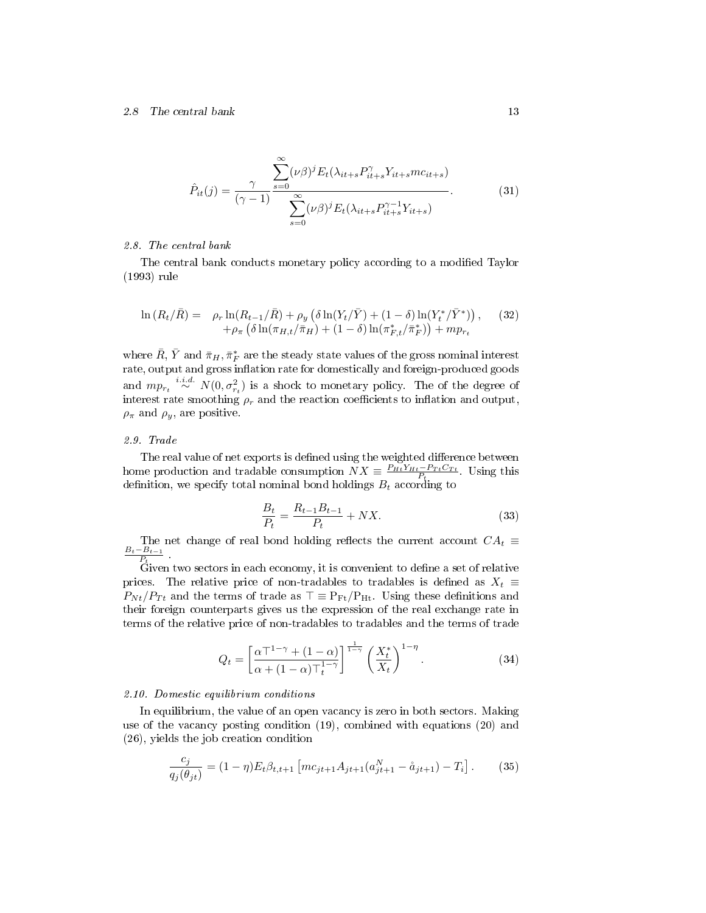$$
\hat{P}_{it}(j) = \frac{\gamma}{(\gamma-1)} \frac{\sum_{s=0}^{\infty} (\nu\beta)^j E_t(\lambda_{it+s} P_{it+s}^{\gamma} Y_{it+s} mc_{it+s})}{\sum_{s=0}^{\infty} (\nu\beta)^j E_t(\lambda_{it+s} P_{it+s}^{\gamma-1} Y_{it+s})}. \tag{31}
$$

### 2.8. The central bank

The central bank conducts monetary policy according to a modified Taylor (1993) rule

$$
\begin{aligned}
\ln(R_t/\bar{R}) = \;& \rho_r \ln(R_{t-1}/\bar{R}) + \rho_y \left(\delta \ln(Y_t/\bar{Y}) + (1-\delta)\ln(Y_t^*/\bar{Y}^*)\right), \\
& + \rho_\pi \left(\delta \ln(\pi_{H,t}/\bar{\pi}_H) + (1-\delta)\ln(\pi_{F,t}^*/\bar{\pi}_F^*)\right) + mp_{r_t}
\end{aligned} \tag{32}
$$

where $\bar{R}$, $\bar{Y}$ and $\bar{\pi}_H, \bar{\pi}_F^*$ are the steady state values of the gross nominal interest rate, output and gross inflation rate for domestically and foreign-produced goods and $mp_{r_t} \overset{i.i.d.}{\sim} N(0, \sigma_{r_t}^2)$ is a shock to monetary policy. The of the degree of interest rate smoothing $\rho_r$ and the reaction coefficients to inflation and output, $\rho_\pi$ and $\rho_y$, are positive.

### 2.9. Trade

The real value of net exports is defined using the weighted difference between home production and tradable consumption $NX \equiv \frac{P_{Ht}Y_{Ht} - P_{Tt}C_{Tt}}{P_t}$. Using this definition, we specify total nominal bond holdings $B_t$ according to

$$
\frac{B_t}{P_t} = \frac{R_{t-1}B_{t-1}}{P_t} + NX. \tag{33}
$$

The net change of real bond holding reflects the current account $CA_t \equiv \frac{B_t - B_{t-1}}{P_t}$.

Given two sectors in each economy, it is convenient to define a set of relative prices. The relative price of non-tradables to tradables is defined as $X_t \equiv P_{Nt}/P_{Tt}$ and the terms of trade as $\top \equiv P_{Ft}/P_{Ht}$. Using these definitions and their foreign counterparts gives us the expression of the real exchange rate in terms of the relative price of non-tradables to tradables and the terms of trade

$$
Q_t = \left[\frac{\alpha \top^{1-\gamma} + (1-\alpha)}{\alpha + (1-\alpha)\top_t^{1-\gamma}}\right]^{\frac{1}{1-\gamma}} \left(\frac{X_t^*}{X_t}\right)^{1-\eta}. \tag{34}
$$

### 2.10. Domestic equilibrium conditions

In equilibrium, the value of an open vacancy is zero in both sectors. Making use of the vacancy posting condition (19), combined with equations (20) and (26), yields the job creation condition

$$
\frac{c_j}{q_j(\theta_{jt})} = (1-\eta)E_t\beta_{t,t+1}\left[mc_{jt+1}A_{jt+1}(a_{jt+1}^N - \mathring{a}_{jt+1}) - T_i\right]. \tag{35}
$$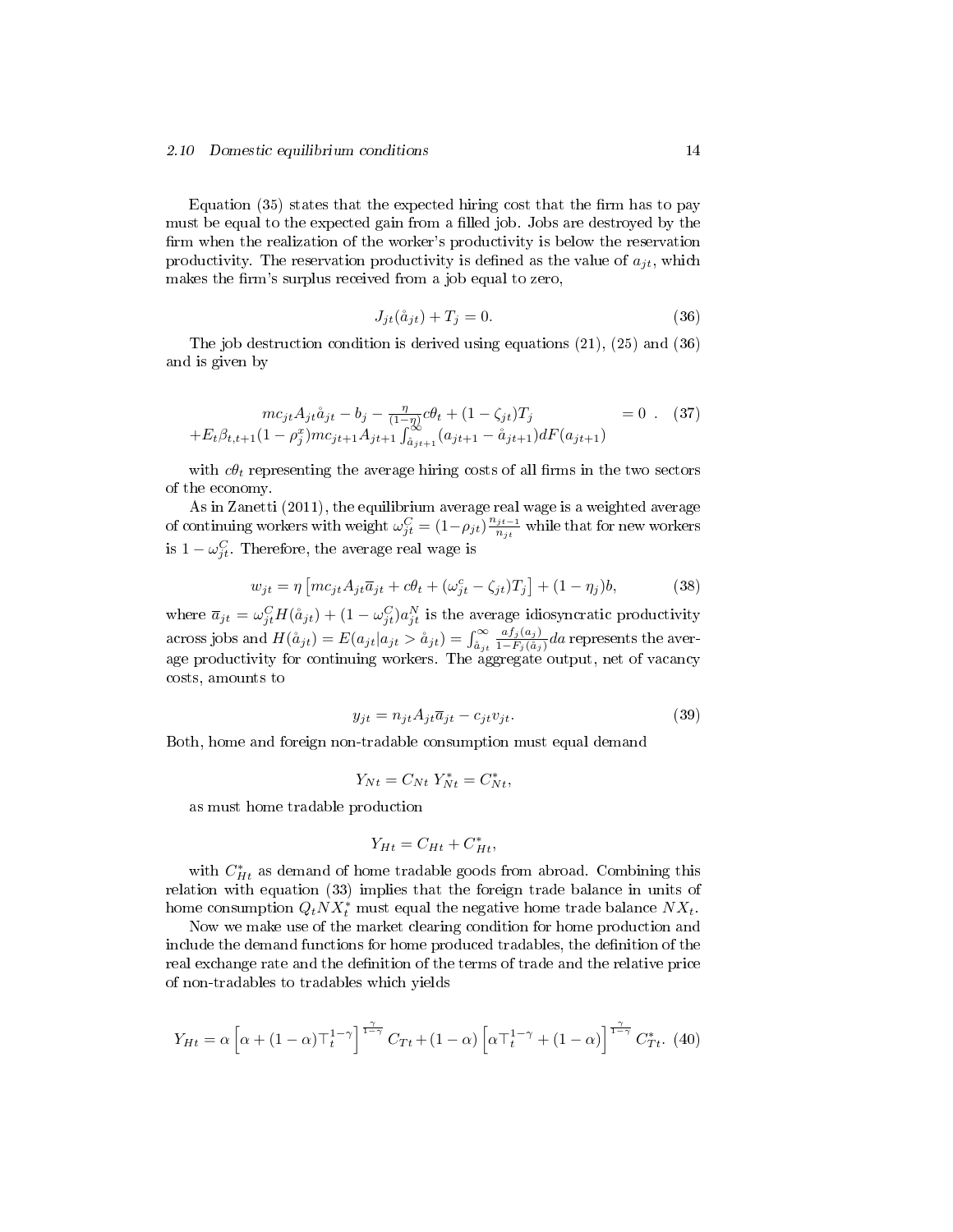Equation (35) states that the expected hiring cost that the firm has to pay must be equal to the expected gain from a filled job. Jobs are destroyed by the firm when the realization of the worker's productivity is below the reservation productivity. The reservation productivity is defined as the value of $a_{jt}$, which makes the firm's surplus received from a job equal to zero,

$$J_{jt}(\mathring{a}_{jt}) + T_j = 0. \tag{36}$$

The job destruction condition is derived using equations (21), (25) and (36) and is given by

$$\begin{array}{rl} mc_{jt}A_{jt}\mathring{a}_{jt} - b_j - \frac{\eta}{(1-\eta)}c\theta_t + (1-\zeta_{jt})T_j & = 0 \ . \\ +E_t\beta_{t,t+1}(1-\rho_j^x)mc_{jt+1}A_{jt+1}\int_{\mathring{a}_{jt+1}}^{\infty}(a_{jt+1} - \mathring{a}_{jt+1})dF(a_{jt+1}) & \end{array} \tag{37}$$

with $c\theta_t$ representing the average hiring costs of all firms in the two sectors of the economy.

As in Zanetti (2011), the equilibrium average real wage is a weighted average of continuing workers with weight $\omega_{jt}^C = (1-\rho_{jt})\frac{n_{jt-1}}{n_{jt}}$ while that for new workers is $1-\omega_{jt}^C$. Therefore, the average real wage is

$$w_{jt} = \eta\left[mc_{jt}A_{jt}\overline{a}_{jt} + c\theta_t + (\omega_{jt}^c - \zeta_{jt})T_j\right] + (1-\eta_j)b, \tag{38}$$

where $\overline{a}_{jt} = \omega_{jt}^C H(\mathring{a}_{jt}) + (1-\omega_{jt}^C)a_{jt}^N$ is the average idiosyncratic productivity across jobs and $H(\mathring{a}_{jt}) = E(a_{jt}|a_{jt} > \mathring{a}_{jt}) = \int_{\mathring{a}_{jt}}^{\infty}\frac{af_j(a_j)}{1-F_j(\mathring{a}_j)}da$ represents the average productivity for continuing workers. The aggregate output, net of vacancy costs, amounts to

$$y_{jt} = n_{jt}A_{jt}\overline{a}_{jt} - c_{jt}v_{jt}. \tag{39}$$

Both, home and foreign non-tradable consumption must equal demand

$$Y_{Nt} = C_{Nt} \ Y_{Nt}^* = C_{Nt}^*,$$

as must home tradable production

$$Y_{Ht} = C_{Ht} + C_{Ht}^*,$$

with $C_{Ht}^*$ as demand of home tradable goods from abroad. Combining this relation with equation (33) implies that the foreign trade balance in units of home consumption $Q_t NX_t^*$ must equal the negative home trade balance $NX_t$.

Now we make use of the market clearing condition for home production and include the demand functions for home produced tradables, the definition of the real exchange rate and the definition of the terms of trade and the relative price of non-tradables to tradables which yields

$$Y_{Ht} = \alpha\left[\alpha + (1-\alpha)\top_t^{1-\gamma}\right]^{\frac{\gamma}{1-\gamma}} C_{Tt} + (1-\alpha)\left[\alpha\top_t^{1-\gamma} + (1-\alpha)\right]^{\frac{\gamma}{1-\gamma}} C_{Tt}^*. \tag{40}$$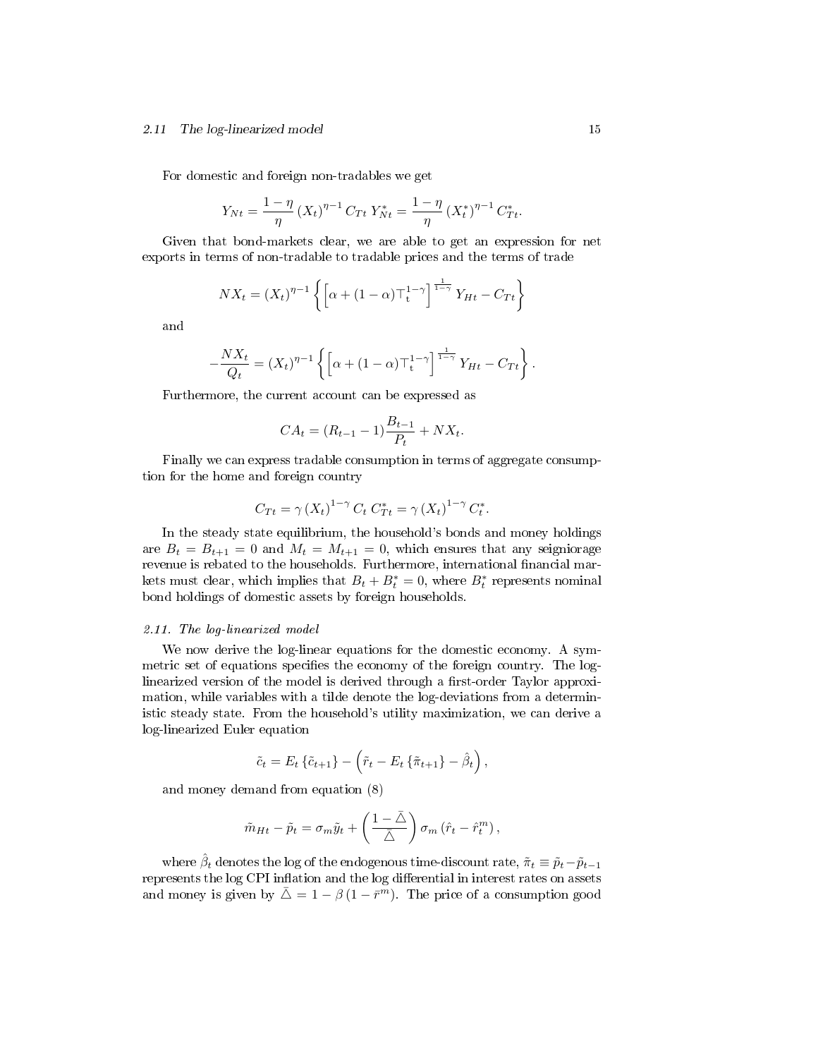For domestic and foreign non-tradables we get

$$Y_{Nt} = \frac{1-\eta}{\eta} (X_t)^{\eta-1} C_{Tt} \, Y^*_{Nt} = \frac{1-\eta}{\eta} (X^*_t)^{\eta-1} C^*_{Tt}.$$

Given that bond-markets clear, we are able to get an expression for net exports in terms of non-tradable to tradable prices and the terms of trade

$$NX_t = (X_t)^{\eta-1} \left\{ \left[ \alpha + (1-\alpha) \top_t^{1-\gamma} \right]^{\frac{1}{1-\gamma}} Y_{Ht} - C_{Tt} \right\}$$

and

$$-\frac{NX_t}{Q_t} = (X_t)^{\eta-1} \left\{ \left[ \alpha + (1-\alpha) \top_t^{1-\gamma} \right]^{\frac{1}{1-\gamma}} Y_{Ht} - C_{Tt} \right\}.$$

Furthermore, the current account can be expressed as

$$CA_t = (R_{t-1} - 1) \frac{B_{t-1}}{P_t} + NX_t.$$

Finally we can express tradable consumption in terms of aggregate consumption for the home and foreign country

$$C_{Tt} = \gamma (X_t)^{1-\gamma} C_t \, C^*_{Tt} = \gamma (X_t)^{1-\gamma} C^*_t.$$

In the steady state equilibrium, the household's bonds and money holdings are $B_t = B_{t+1} = 0$ and $M_t = M_{t+1} = 0$, which ensures that any seigniorage revenue is rebated to the households. Furthermore, international financial markets must clear, which implies that $B_t + B^*_t = 0$, where $B^*_t$ represents nominal bond holdings of domestic assets by foreign households.

### *2.11. The log-linearized model*

We now derive the log-linear equations for the domestic economy. A symmetric set of equations specifies the economy of the foreign country. The log-linearized version of the model is derived through a first-order Taylor approximation, while variables with a tilde denote the log-deviations from a deterministic steady state. From the household's utility maximization, we can derive a log-linearized Euler equation

$$\tilde{c}_t = E_t \{\tilde{c}_{t+1}\} - \left( \tilde{r}_t - E_t \{\tilde{\pi}_{t+1}\} - \hat{\beta}_t \right),$$

and money demand from equation (8)

$$\tilde{m}_{Ht} - \tilde{p}_t = \sigma_m \tilde{y}_t + \left( \frac{1 - \bar{\triangle}}{\bar{\triangle}} \right) \sigma_m \left( \hat{r}_t - \hat{r}^m_t \right),$$

where $\hat{\beta}_t$ denotes the log of the endogenous time-discount rate, $\tilde{\pi}_t \equiv \tilde{p}_t - \tilde{p}_{t-1}$ represents the log CPI inflation and the log differential in interest rates on assets and money is given by $\bar{\triangle} = 1 - \beta (1 - \bar{r}^m)$. The price of a consumption good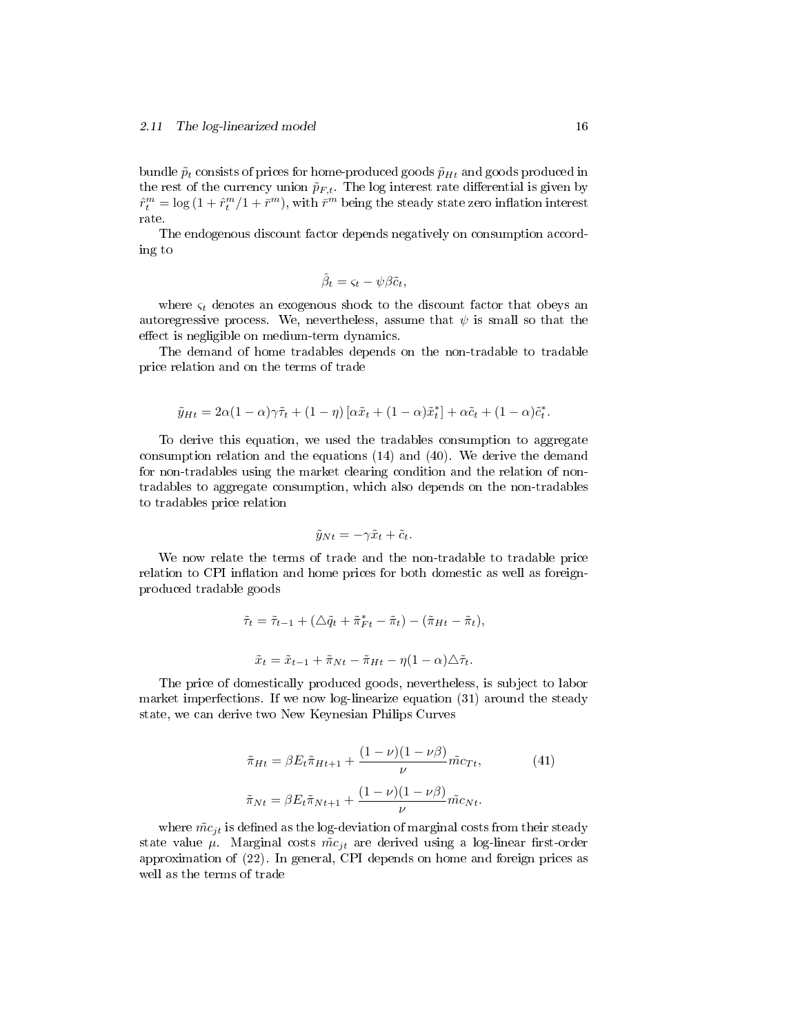bundle $\tilde{p}_t$ consists of prices for home-produced goods $\tilde{p}_{Ht}$ and goods produced in the rest of the currency union $\tilde{p}_{F,t}$. The log interest rate differential is given by $\hat{r}_t^m = \log(1+\hat{r}_t^m/1+\bar{r}^m)$, with $\bar{r}^m$ being the steady state zero inflation interest rate.

The endogenous discount factor depends negatively on consumption according to

$$\hat{\beta}_t = \varsigma_t - \psi\beta\tilde{c}_t,$$

where $\varsigma_t$ denotes an exogenous shock to the discount factor that obeys an autoregressive process. We, nevertheless, assume that $\psi$ is small so that the effect is negligible on medium-term dynamics.

The demand of home tradables depends on the non-tradable to tradable price relation and on the terms of trade

$$\tilde{y}_{Ht} = 2\alpha(1-\alpha)\gamma\tilde{\tau}_t + (1-\eta)\left[\alpha\tilde{x}_t + (1-\alpha)\tilde{x}_t^*\right] + \alpha\tilde{c}_t + (1-\alpha)\tilde{c}_t^*.$$

To derive this equation, we used the tradables consumption to aggregate consumption relation and the equations (14) and (40). We derive the demand for non-tradables using the market clearing condition and the relation of non-tradables to aggregate consumption, which also depends on the non-tradables to tradables price relation

$$\tilde{y}_{Nt} = -\gamma\tilde{x}_t + \tilde{c}_t.$$

We now relate the terms of trade and the non-tradable to tradable price relation to CPI inflation and home prices for both domestic as well as foreign-produced tradable goods

$$\tilde{\tau}_t = \tilde{\tau}_{t-1} + (\triangle\tilde{q}_t + \tilde{\pi}_{Ft}^* - \tilde{\pi}_t) - (\tilde{\pi}_{Ht} - \tilde{\pi}_t),$$

$$\tilde{x}_t = \tilde{x}_{t-1} + \tilde{\pi}_{Nt} - \tilde{\pi}_{Ht} - \eta(1-\alpha)\triangle\tilde{\tau}_t.$$

The price of domestically produced goods, nevertheless, is subject to labor market imperfections. If we now log-linearize equation (31) around the steady state, we can derive two New Keynesian Philips Curves

$$\tilde{\pi}_{Ht} = \beta E_t\tilde{\pi}_{Ht+1} + \frac{(1-\nu)(1-\nu\beta)}{\nu}\tilde{mc}_{Tt}, \tag{41}$$

$$\tilde{\pi}_{Nt} = \beta E_t\tilde{\pi}_{Nt+1} + \frac{(1-\nu)(1-\nu\beta)}{\nu}\tilde{mc}_{Nt}.$$

where $\tilde{mc}_{jt}$ is defined as the log-deviation of marginal costs from their steady state value $\mu$. Marginal costs $\tilde{mc}_{jt}$ are derived using a log-linear first-order approximation of (22). In general, CPI depends on home and foreign prices as well as the terms of trade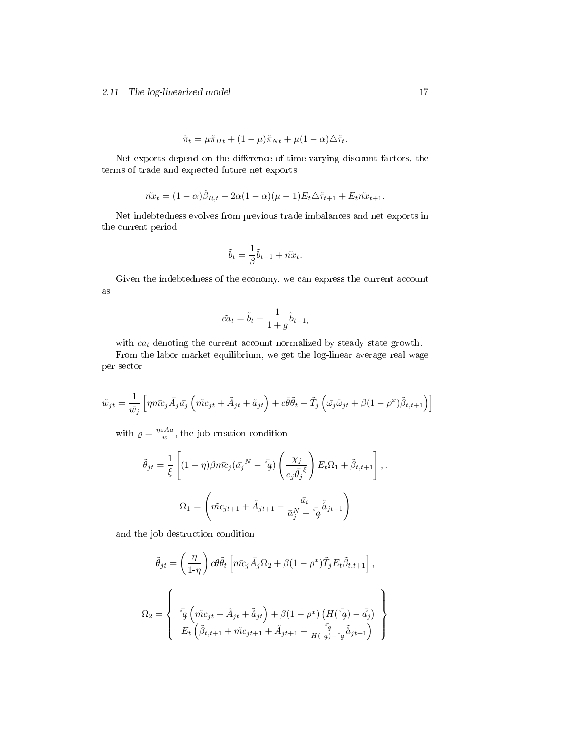$$\tilde{\pi}_t = \mu\tilde{\pi}_{Ht} + (1-\mu)\tilde{\pi}_{Nt} + \mu(1-\alpha)\triangle\tilde{\tau}_t.$$

Net exports depend on the difference of time-varying discount factors, the terms of trade and expected future net exports

$$\tilde{nx}_t = (1-\alpha)\hat{\beta}_{R,t} - 2\alpha(1-\alpha)(\mu-1)E_t\triangle\tilde{\tau}_{t+1} + E_t\tilde{nx}_{t+1}.$$

Net indebtedness evolves from previous trade imbalances and net exports in the current period

$$\tilde{b}_t = \frac{1}{\beta}\tilde{b}_{t-1} + \tilde{nx}_t.$$

Given the indebtedness of the economy, we can express the current account as

$$\tilde{ca}_t = \tilde{b}_t - \frac{1}{1+g}\tilde{b}_{t-1},$$

with $ca_t$ denoting the current account normalized by steady state growth.

From the labor market equilibrium, we get the log-linear average real wage per sector

$$\tilde{w}_{jt} = \frac{1}{\bar{w}_j}\left[\eta\bar{mc}_j\bar{A}_j\bar{a}_j\left(\tilde{mc}_{jt} + \tilde{A}_{jt} + \tilde{a}_{jt}\right) + c\bar{\theta}\tilde{\theta}_t + \tilde{T}_j\left(\bar{\omega}_j\tilde{\omega}_{jt} + \beta(1-\rho^x)\tilde{\beta}_{t,t+1}\right)\right]$$

with $\varrho = \frac{\eta\varepsilon Aa}{w}$, the job creation condition

$$\tilde{\theta}_{jt} = \frac{1}{\xi}\left[(1-\eta)\beta\bar{mc}_j(\bar{a_j}^N - \bar{\mathring{g}})\left(\frac{\chi_j}{c_j\bar{\theta_j}^{\xi}}\right)E_t\Omega_1 + \tilde{\beta}_{t,t+1}\right],.$$

$$\Omega_1 = \left(\tilde{mc}_{jt+1} + \tilde{A}_{jt+1} - \frac{\bar{a}_i}{\bar{a}_j^N - \bar{\mathring{g}}}\tilde{\mathring{a}}_{jt+1}\right)$$

and the job destruction condition

$$\tilde{\theta}_{jt} = \left(\frac{\eta}{1\text{-}\eta}\right)c\theta\tilde{\theta}_t\left[\bar{mc}_j\bar{A}_j\Omega_2 + \beta(1-\rho^x)\tilde{T}_jE_t\tilde{\beta}_{t,t+1}\right],$$

$$\Omega_2 = \left\{\begin{array}{c} \bar{\mathring{g}}\left(\tilde{mc}_{jt} + \tilde{A}_{jt} + \tilde{\mathring{a}}_{jt}\right) + \beta(1-\rho^x)\left(H(\bar{\mathring{g}}) - \bar{\mathring{a}}_j\right) \\ E_t\left(\tilde{\beta}_{t,t+1} + \tilde{mc}_{jt+1} + \tilde{A}_{jt+1} + \frac{\bar{\mathring{g}}}{H(\bar{\mathring{g}})-\bar{\mathring{g}}}\tilde{\mathring{a}}_{jt+1}\right) \end{array}\right\}$$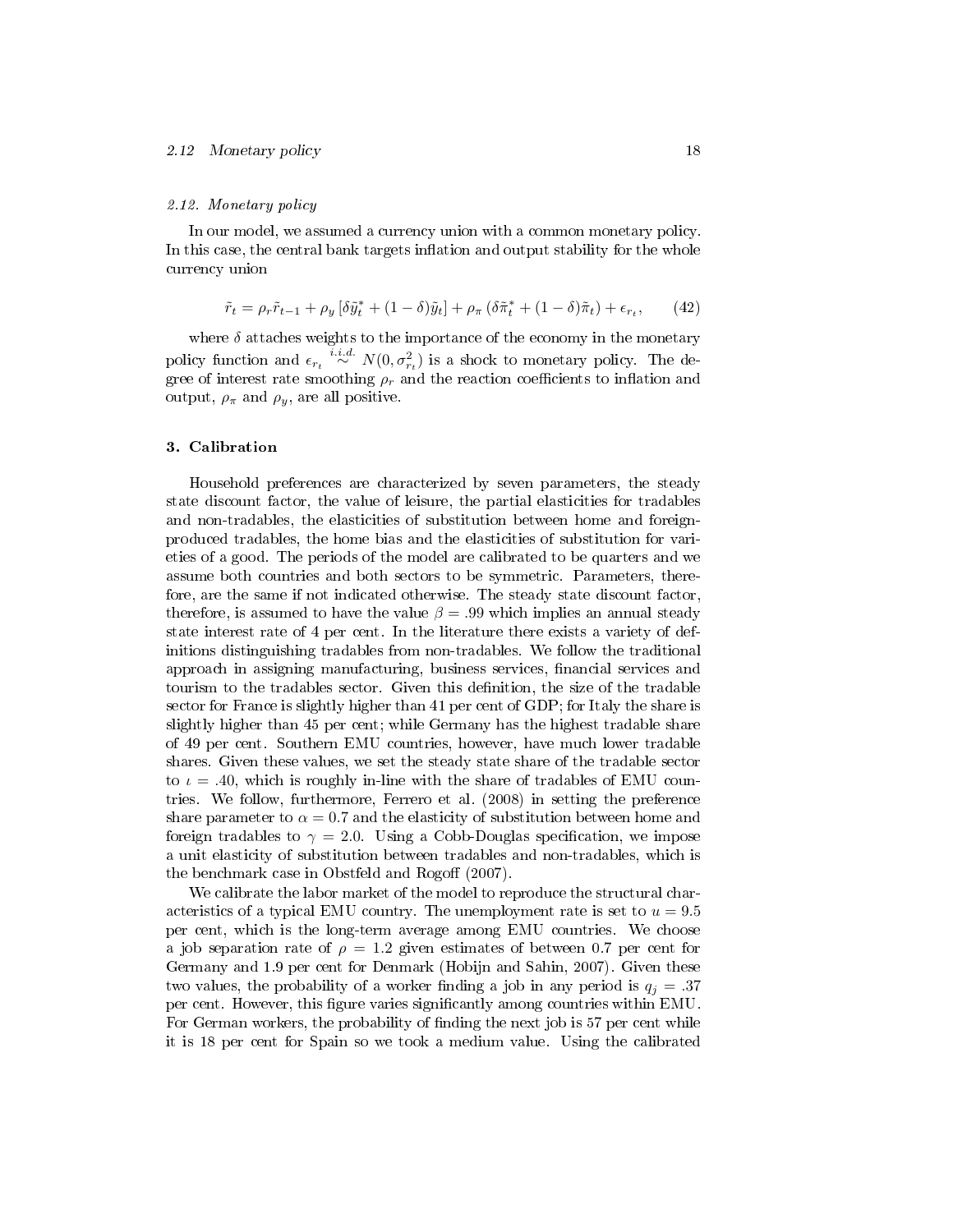### 2.12. Monetary policy

In our model, we assumed a currency union with a common monetary policy. In this case, the central bank targets inflation and output stability for the whole currency union

$$\tilde{r}_t = \rho_r \tilde{r}_{t-1} + \rho_y \left[\delta \tilde{y}_t^* + (1-\delta)\tilde{y}_t\right] + \rho_\pi \left(\delta \tilde{\pi}_t^* + (1-\delta)\tilde{\pi}_t\right) + \epsilon_{r_t}, \tag{42}$$

where $\delta$ attaches weights to the importance of the economy in the monetary policy function and $\epsilon_{r_t} \overset{i.i.d.}{\sim} N(0, \sigma_{r_t}^2)$ is a shock to monetary policy. The degree of interest rate smoothing $\rho_r$ and the reaction coefficients to inflation and output, $\rho_\pi$ and $\rho_y$, are all positive.

## 3. Calibration

Household preferences are characterized by seven parameters, the steady state discount factor, the value of leisure, the partial elasticities for tradables and non-tradables, the elasticities of substitution between home and foreign-produced tradables, the home bias and the elasticities of substitution for varieties of a good. The periods of the model are calibrated to be quarters and we assume both countries and both sectors to be symmetric. Parameters, therefore, are the same if not indicated otherwise. The steady state discount factor, therefore, is assumed to have the value $\beta = .99$ which implies an annual steady state interest rate of 4 per cent. In the literature there exists a variety of definitions distinguishing tradables from non-tradables. We follow the traditional approach in assigning manufacturing, business services, financial services and tourism to the tradables sector. Given this definition, the size of the tradable sector for France is slightly higher than 41 per cent of GDP; for Italy the share is slightly higher than 45 per cent; while Germany has the highest tradable share of 49 per cent. Southern EMU countries, however, have much lower tradable shares. Given these values, we set the steady state share of the tradable sector to $\iota = .40$, which is roughly in-line with the share of tradables of EMU countries. We follow, furthermore, Ferrero et al. (2008) in setting the preference share parameter to $\alpha = 0.7$ and the elasticity of substitution between home and foreign tradables to $\gamma = 2.0$. Using a Cobb-Douglas specification, we impose a unit elasticity of substitution between tradables and non-tradables, which is the benchmark case in Obstfeld and Rogoff (2007).

We calibrate the labor market of the model to reproduce the structural characteristics of a typical EMU country. The unemployment rate is set to $u = 9.5$ per cent, which is the long-term average among EMU countries. We choose a job separation rate of $\rho = 1.2$ given estimates of between 0.7 per cent for Germany and 1.9 per cent for Denmark (Hobijn and Sahin, 2007). Given these two values, the probability of a worker finding a job in any period is $q_j = .37$ per cent. However, this figure varies significantly among countries within EMU. For German workers, the probability of finding the next job is 57 per cent while it is 18 per cent for Spain so we took a medium value. Using the calibrated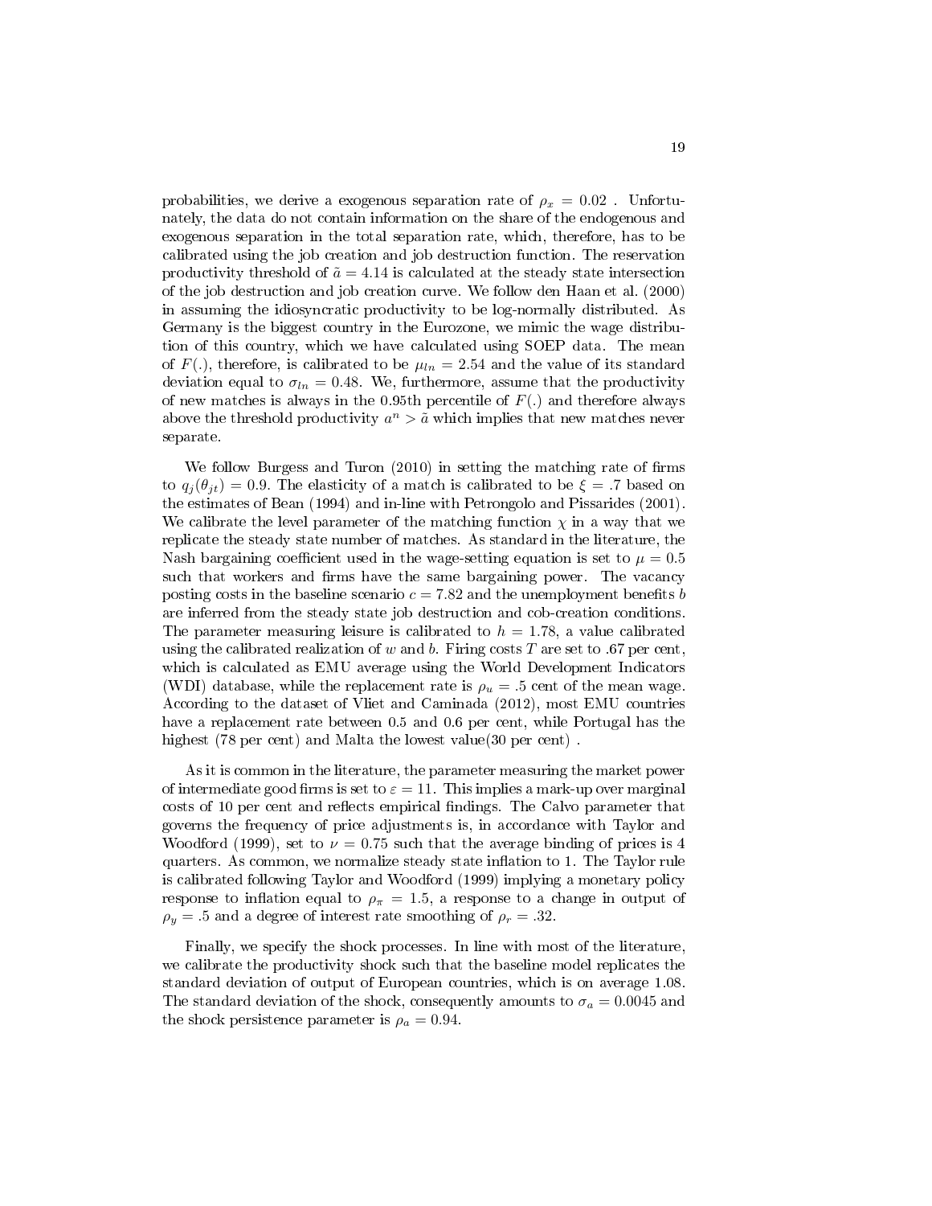probabilities, we derive a exogenous separation rate of $\rho_x = 0.02$ . Unfortunately, the data do not contain information on the share of the endogenous and exogenous separation in the total separation rate, which, therefore, has to be calibrated using the job creation and job destruction function. The reservation productivity threshold of $\tilde{a} = 4.14$ is calculated at the steady state intersection of the job destruction and job creation curve. We follow den Haan et al. (2000) in assuming the idiosyncratic productivity to be log-normally distributed. As Germany is the biggest country in the Eurozone, we mimic the wage distribution of this country, which we have calculated using SOEP data. The mean of $F(.)$, therefore, is calibrated to be $\mu_{ln} = 2.54$ and the value of its standard deviation equal to $\sigma_{ln} = 0.48$. We, furthermore, assume that the productivity of new matches is always in the 0.95th percentile of $F(.)$ and therefore always above the threshold productivity $a^n > \tilde{a}$ which implies that new matches never separate.

We follow Burgess and Turon (2010) in setting the matching rate of firms to $q_j(\theta_{jt}) = 0.9$. The elasticity of a match is calibrated to be $\xi = .7$ based on the estimates of Bean (1994) and in-line with Petrongolo and Pissarides (2001). We calibrate the level parameter of the matching function $\chi$ in a way that we replicate the steady state number of matches. As standard in the literature, the Nash bargaining coefficient used in the wage-setting equation is set to $\mu = 0.5$ such that workers and firms have the same bargaining power. The vacancy posting costs in the baseline scenario $c = 7.82$ and the unemployment benefits $b$ are inferred from the steady state job destruction and cob-creation conditions. The parameter measuring leisure is calibrated to $h = 1.78$, a value calibrated using the calibrated realization of $w$ and $b$. Firing costs $T$ are set to .67 per cent, which is calculated as EMU average using the World Development Indicators (WDI) database, while the replacement rate is $\rho_u = .5$ cent of the mean wage. According to the dataset of Vliet and Caminada (2012), most EMU countries have a replacement rate between 0.5 and 0.6 per cent, while Portugal has the highest (78 per cent) and Malta the lowest value(30 per cent) .

As it is common in the literature, the parameter measuring the market power of intermediate good firms is set to $\varepsilon = 11$. This implies a mark-up over marginal costs of 10 per cent and reflects empirical findings. The Calvo parameter that governs the frequency of price adjustments is, in accordance with Taylor and Woodford (1999), set to $\nu = 0.75$ such that the average binding of prices is 4 quarters. As common, we normalize steady state inflation to 1. The Taylor rule is calibrated following Taylor and Woodford (1999) implying a monetary policy response to inflation equal to $\rho_\pi = 1.5$, a response to a change in output of $\rho_y = .5$ and a degree of interest rate smoothing of $\rho_r = .32$.

Finally, we specify the shock processes. In line with most of the literature, we calibrate the productivity shock such that the baseline model replicates the standard deviation of output of European countries, which is on average 1.08. The standard deviation of the shock, consequently amounts to $\sigma_a = 0.0045$ and the shock persistence parameter is $\rho_a = 0.94$.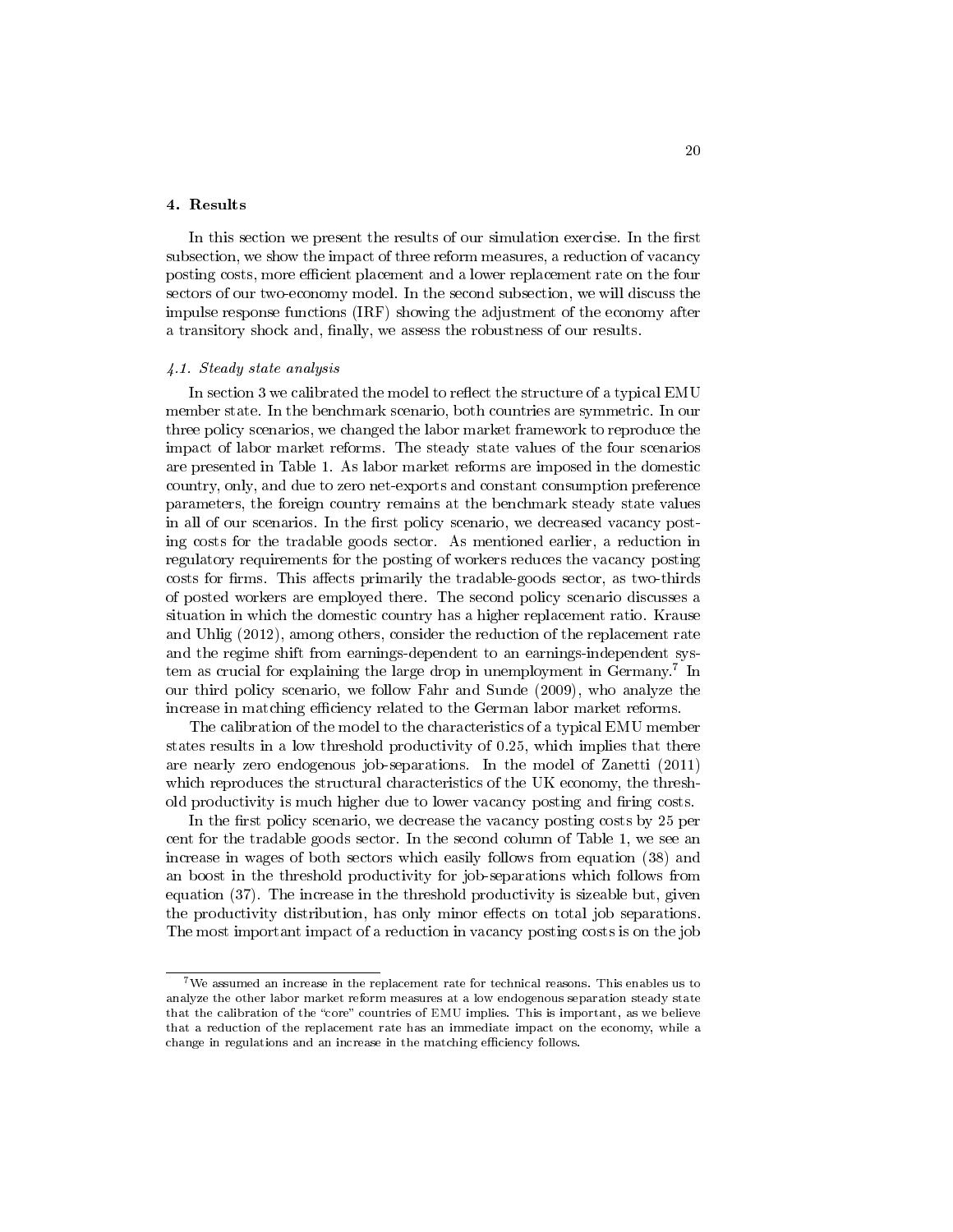## 4. Results

In this section we present the results of our simulation exercise. In the first subsection, we show the impact of three reform measures, a reduction of vacancy posting costs, more efficient placement and a lower replacement rate on the four sectors of our two-economy model. In the second subsection, we will discuss the impulse response functions (IRF) showing the adjustment of the economy after a transitory shock and, finally, we assess the robustness of our results.

### *4.1. Steady state analysis*

In section 3 we calibrated the model to reflect the structure of a typical EMU member state. In the benchmark scenario, both countries are symmetric. In our three policy scenarios, we changed the labor market framework to reproduce the impact of labor market reforms. The steady state values of the four scenarios are presented in Table 1. As labor market reforms are imposed in the domestic country, only, and due to zero net-exports and constant consumption preference parameters, the foreign country remains at the benchmark steady state values in all of our scenarios. In the first policy scenario, we decreased vacancy posting costs for the tradable goods sector. As mentioned earlier, a reduction in regulatory requirements for the posting of workers reduces the vacancy posting costs for firms. This affects primarily the tradable-goods sector, as two-thirds of posted workers are employed there. The second policy scenario discusses a situation in which the domestic country has a higher replacement ratio. Krause and Uhlig (2012), among others, consider the reduction of the replacement rate and the regime shift from earnings-dependent to an earnings-independent system as crucial for explaining the large drop in unemployment in Germany.[7] In our third policy scenario, we follow Fahr and Sunde (2009), who analyze the increase in matching efficiency related to the German labor market reforms.

The calibration of the model to the characteristics of a typical EMU member states results in a low threshold productivity of 0.25, which implies that there are nearly zero endogenous job-separations. In the model of Zanetti (2011) which reproduces the structural characteristics of the UK economy, the threshold productivity is much higher due to lower vacancy posting and firing costs.

In the first policy scenario, we decrease the vacancy posting costs by 25 per cent for the tradable goods sector. In the second column of Table 1, we see an increase in wages of both sectors which easily follows from equation (38) and an boost in the threshold productivity for job-separations which follows from equation (37). The increase in the threshold productivity is sizeable but, given the productivity distribution, has only minor effects on total job separations. The most important impact of a reduction in vacancy posting costs is on the job

[7] We assumed an increase in the replacement rate for technical reasons. This enables us to analyze the other labor market reform measures at a low endogenous separation steady state that the calibration of the "core" countries of EMU implies. This is important, as we believe that a reduction of the replacement rate has an immediate impact on the economy, while a change in regulations and an increase in the matching efficiency follows.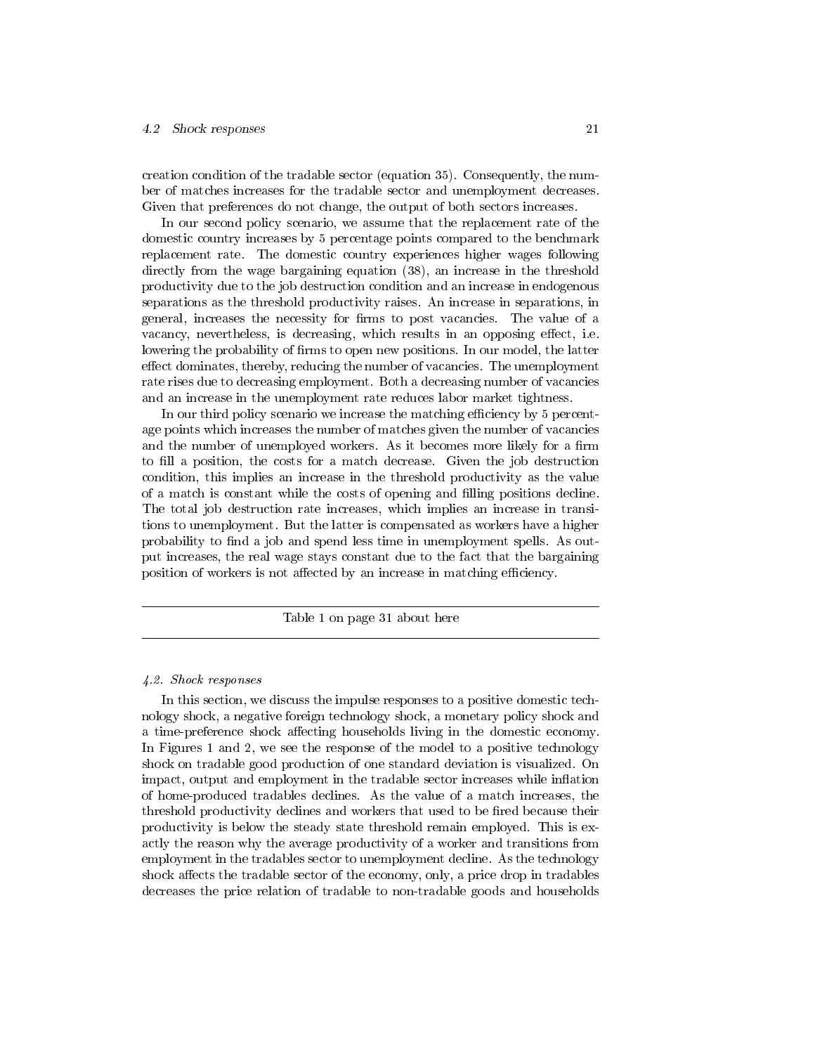creation condition of the tradable sector (equation 35). Consequently, the number of matches increases for the tradable sector and unemployment decreases. Given that preferences do not change, the output of both sectors increases.

In our second policy scenario, we assume that the replacement rate of the domestic country increases by 5 percentage points compared to the benchmark replacement rate. The domestic country experiences higher wages following directly from the wage bargaining equation (38), an increase in the threshold productivity due to the job destruction condition and an increase in endogenous separations as the threshold productivity raises. An increase in separations, in general, increases the necessity for firms to post vacancies. The value of a vacancy, nevertheless, is decreasing, which results in an opposing effect, i.e. lowering the probability of firms to open new positions. In our model, the latter effect dominates, thereby, reducing the number of vacancies. The unemployment rate rises due to decreasing employment. Both a decreasing number of vacancies and an increase in the unemployment rate reduces labor market tightness.

In our third policy scenario we increase the matching efficiency by 5 percentage points which increases the number of matches given the number of vacancies and the number of unemployed workers. As it becomes more likely for a firm to fill a position, the costs for a match decrease. Given the job destruction condition, this implies an increase in the threshold productivity as the value of a match is constant while the costs of opening and filling positions decline. The total job destruction rate increases, which implies an increase in transitions to unemployment. But the latter is compensated as workers have a higher probability to find a job and spend less time in unemployment spells. As output increases, the real wage stays constant due to the fact that the bargaining position of workers is not affected by an increase in matching efficiency.

---

Table 1 on page 31 about here

---

### *4.2. Shock responses*

In this section, we discuss the impulse responses to a positive domestic technology shock, a negative foreign technology shock, a monetary policy shock and a time-preference shock affecting households living in the domestic economy. In Figures 1 and 2, we see the response of the model to a positive technology shock on tradable good production of one standard deviation is visualized. On impact, output and employment in the tradable sector increases while inflation of home-produced tradables declines. As the value of a match increases, the threshold productivity declines and workers that used to be fired because their productivity is below the steady state threshold remain employed. This is exactly the reason why the average productivity of a worker and transitions from employment in the tradables sector to unemployment decline. As the technology shock affects the tradable sector of the economy, only, a price drop in tradables decreases the price relation of tradable to non-tradable goods and households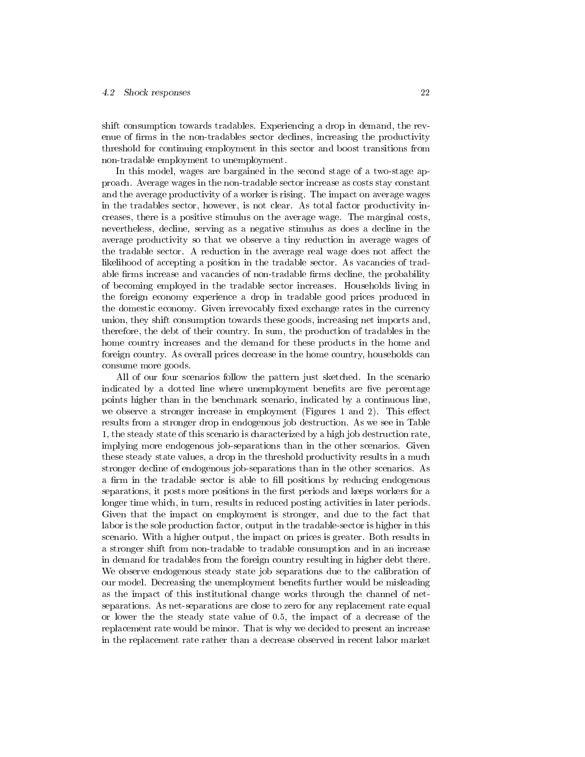shift consumption towards tradables. Experiencing a drop in demand, the revenue of firms in the non-tradables sector declines, increasing the productivity threshold for continuing employment in this sector and boost transitions from non-tradable employment to unemployment.

In this model, wages are bargained in the second stage of a two-stage approach. Average wages in the non-tradable sector increase as costs stay constant and the average productivity of a worker is rising. The impact on average wages in the tradables sector, however, is not clear. As total factor productivity increases, there is a positive stimulus on the average wage. The marginal costs, nevertheless, decline, serving as a negative stimulus as does a decline in the average productivity so that we observe a tiny reduction in average wages of the tradable sector. A reduction in the average real wage does not affect the likelihood of accepting a position in the tradable sector. As vacancies of tradable firms increase and vacancies of non-tradable firms decline, the probability of becoming employed in the tradable sector increases. Households living in the foreign economy experience a drop in tradable good prices produced in the domestic economy. Given irrevocably fixed exchange rates in the currency union, they shift consumption towards these goods, increasing net imports and, therefore, the debt of their country. In sum, the production of tradables in the home country increases and the demand for these products in the home and foreign country. As overall prices decrease in the home country, households can consume more goods.

All of our four scenarios follow the pattern just sketched. In the scenario indicated by a dotted line where unemployment benefits are five percentage points higher than in the benchmark scenario, indicated by a continuous line, we observe a stronger increase in employment (Figures 1 and 2). This effect results from a stronger drop in endogenous job destruction. As we see in Table 1, the steady state of this scenario is characterized by a high job destruction rate, implying more endogenous job-separations than in the other scenarios. Given these steady state values, a drop in the threshold productivity results in a much stronger decline of endogenous job-separations than in the other scenarios. As a firm in the tradable sector is able to fill positions by reducing endogenous separations, it posts more positions in the first periods and keeps workers for a longer time which, in turn, results in reduced posting activities in later periods. Given that the impact on employment is stronger, and due to the fact that labor is the sole production factor, output in the tradable-sector is higher in this scenario. With a higher output, the impact on prices is greater. Both results in a stronger shift from non-tradable to tradable consumption and in an increase in demand for tradables from the foreign country resulting in higher debt there. We observe endogenous steady state job separations due to the calibration of our model. Decreasing the unemployment benefits further would be misleading as the impact of this institutional change works through the channel of net-separations. As net-separations are close to zero for any replacement rate equal or lower the the steady state value of 0.5, the impact of a decrease of the replacement rate would be minor. That is why we decided to present an increase in the replacement rate rather than a decrease observed in recent labor market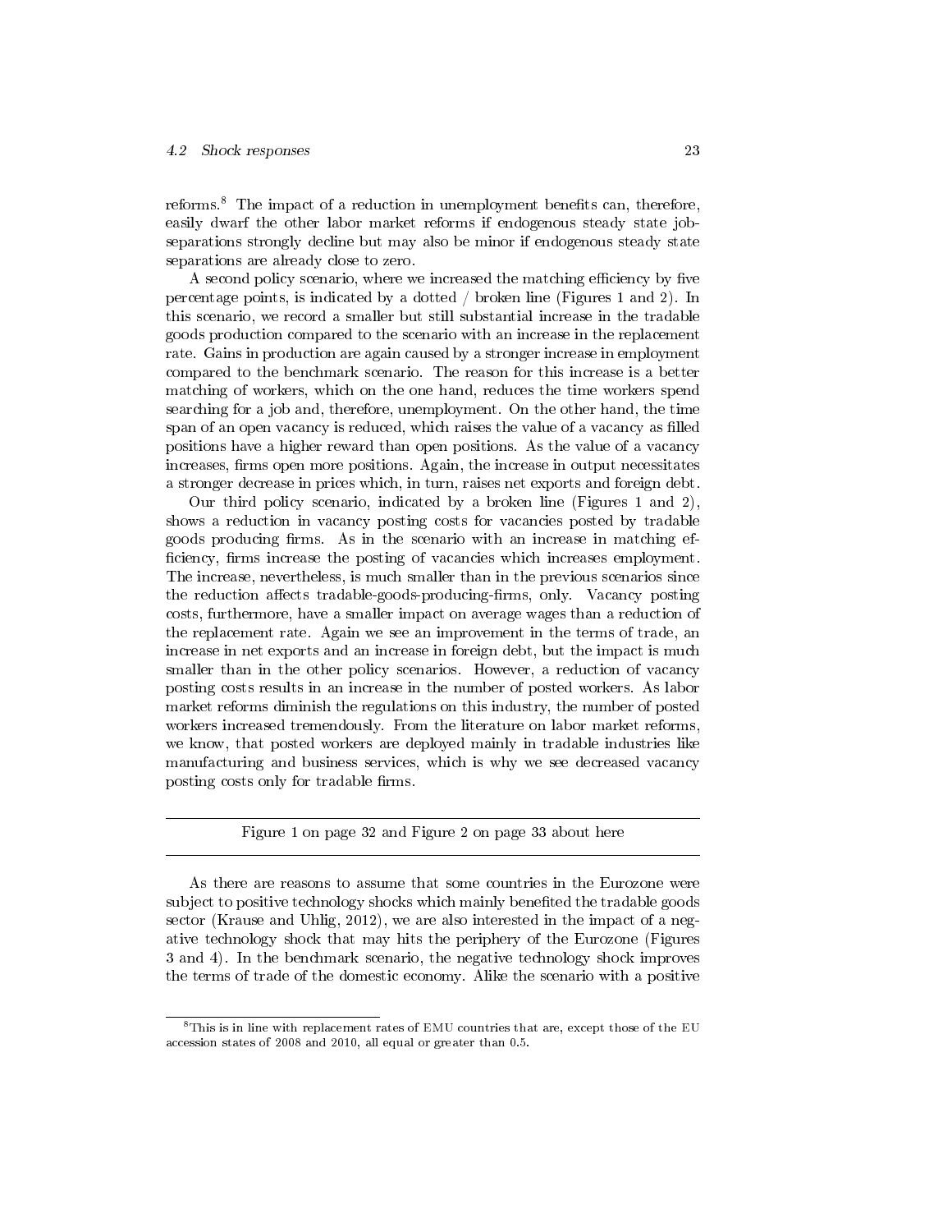reforms.[8] The impact of a reduction in unemployment benefits can, therefore, easily dwarf the other labor market reforms if endogenous steady state job-separations strongly decline but may also be minor if endogenous steady state separations are already close to zero.

A second policy scenario, where we increased the matching efficiency by five percentage points, is indicated by a dotted / broken line (Figures 1 and 2). In this scenario, we record a smaller but still substantial increase in the tradable goods production compared to the scenario with an increase in the replacement rate. Gains in production are again caused by a stronger increase in employment compared to the benchmark scenario. The reason for this increase is a better matching of workers, which on the one hand, reduces the time workers spend searching for a job and, therefore, unemployment. On the other hand, the time span of an open vacancy is reduced, which raises the value of a vacancy as filled positions have a higher reward than open positions. As the value of a vacancy increases, firms open more positions. Again, the increase in output necessitates a stronger decrease in prices which, in turn, raises net exports and foreign debt.

Our third policy scenario, indicated by a broken line (Figures 1 and 2), shows a reduction in vacancy posting costs for vacancies posted by tradable goods producing firms. As in the scenario with an increase in matching efficiency, firms increase the posting of vacancies which increases employment. The increase, nevertheless, is much smaller than in the previous scenarios since the reduction affects tradable-goods-producing-firms, only. Vacancy posting costs, furthermore, have a smaller impact on average wages than a reduction of the replacement rate. Again we see an improvement in the terms of trade, an increase in net exports and an increase in foreign debt, but the impact is much smaller than in the other policy scenarios. However, a reduction of vacancy posting costs results in an increase in the number of posted workers. As labor market reforms diminish the regulations on this industry, the number of posted workers increased tremendously. From the literature on labor market reforms, we know, that posted workers are deployed mainly in tradable industries like manufacturing and business services, which is why we see decreased vacancy posting costs only for tradable firms.

---

Figure 1 on page 32 and Figure 2 on page 33 about here

---

As there are reasons to assume that some countries in the Eurozone were subject to positive technology shocks which mainly benefited the tradable goods sector (Krause and Uhlig, 2012), we are also interested in the impact of a negative technology shock that may hits the periphery of the Eurozone (Figures 3 and 4). In the benchmark scenario, the negative technology shock improves the terms of trade of the domestic economy. Alike the scenario with a positive

[8] This is in line with replacement rates of EMU countries that are, except those of the EU accession states of 2008 and 2010, all equal or greater than 0.5.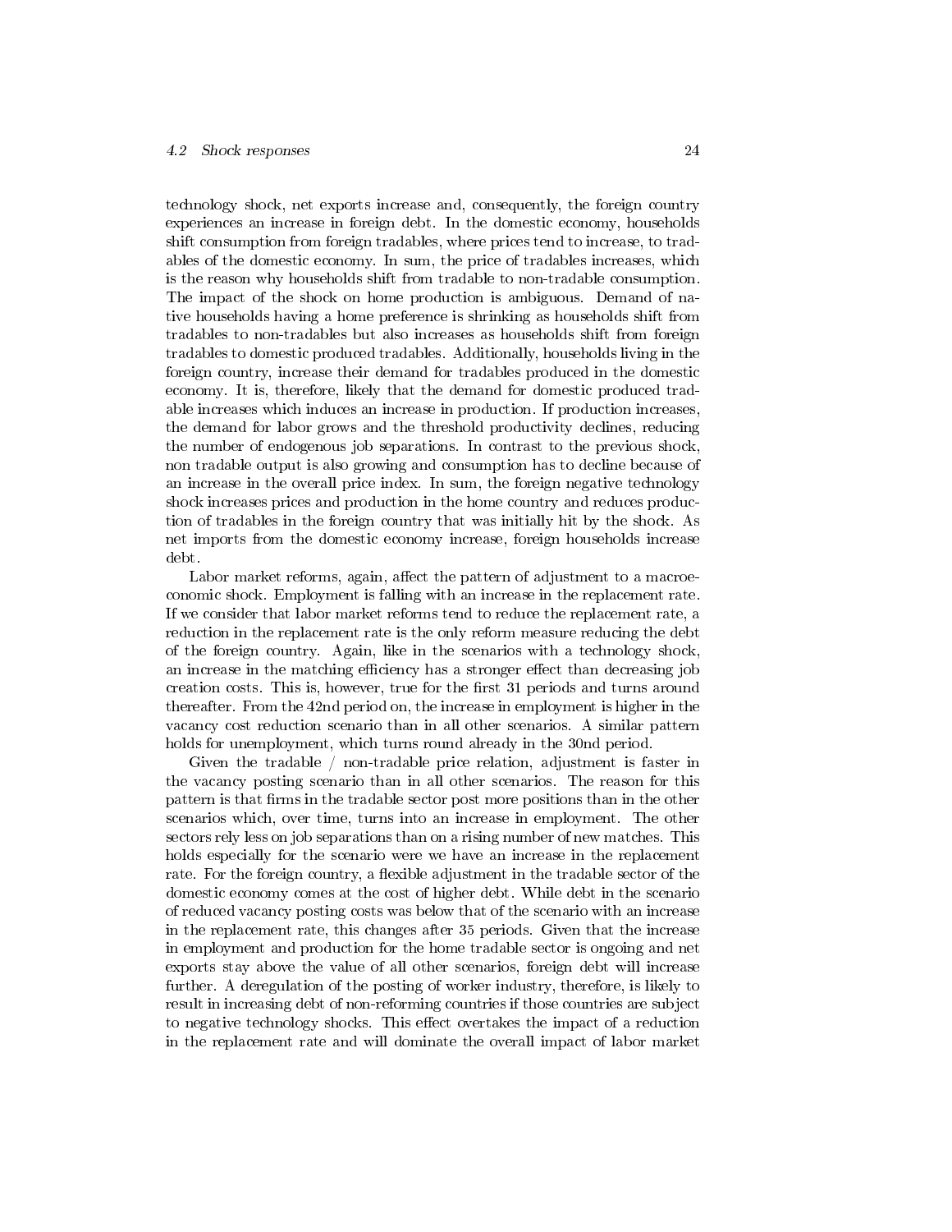technology shock, net exports increase and, consequently, the foreign country experiences an increase in foreign debt. In the domestic economy, households shift consumption from foreign tradables, where prices tend to increase, to tradables of the domestic economy. In sum, the price of tradables increases, which is the reason why households shift from tradable to non-tradable consumption. The impact of the shock on home production is ambiguous. Demand of native households having a home preference is shrinking as households shift from tradables to non-tradables but also increases as households shift from foreign tradables to domestic produced tradables. Additionally, households living in the foreign country, increase their demand for tradables produced in the domestic economy. It is, therefore, likely that the demand for domestic produced tradable increases which induces an increase in production. If production increases, the demand for labor grows and the threshold productivity declines, reducing the number of endogenous job separations. In contrast to the previous shock, non tradable output is also growing and consumption has to decline because of an increase in the overall price index. In sum, the foreign negative technology shock increases prices and production in the home country and reduces production of tradables in the foreign country that was initially hit by the shock. As net imports from the domestic economy increase, foreign households increase debt.

Labor market reforms, again, affect the pattern of adjustment to a macroeconomic shock. Employment is falling with an increase in the replacement rate. If we consider that labor market reforms tend to reduce the replacement rate, a reduction in the replacement rate is the only reform measure reducing the debt of the foreign country. Again, like in the scenarios with a technology shock, an increase in the matching efficiency has a stronger effect than decreasing job creation costs. This is, however, true for the first 31 periods and turns around thereafter. From the 42nd period on, the increase in employment is higher in the vacancy cost reduction scenario than in all other scenarios. A similar pattern holds for unemployment, which turns round already in the 30nd period.

Given the tradable / non-tradable price relation, adjustment is faster in the vacancy posting scenario than in all other scenarios. The reason for this pattern is that firms in the tradable sector post more positions than in the other scenarios which, over time, turns into an increase in employment. The other sectors rely less on job separations than on a rising number of new matches. This holds especially for the scenario were we have an increase in the replacement rate. For the foreign country, a flexible adjustment in the tradable sector of the domestic economy comes at the cost of higher debt. While debt in the scenario of reduced vacancy posting costs was below that of the scenario with an increase in the replacement rate, this changes after 35 periods. Given that the increase in employment and production for the home tradable sector is ongoing and net exports stay above the value of all other scenarios, foreign debt will increase further. A deregulation of the posting of worker industry, therefore, is likely to result in increasing debt of non-reforming countries if those countries are subject to negative technology shocks. This effect overtakes the impact of a reduction in the replacement rate and will dominate the overall impact of labor market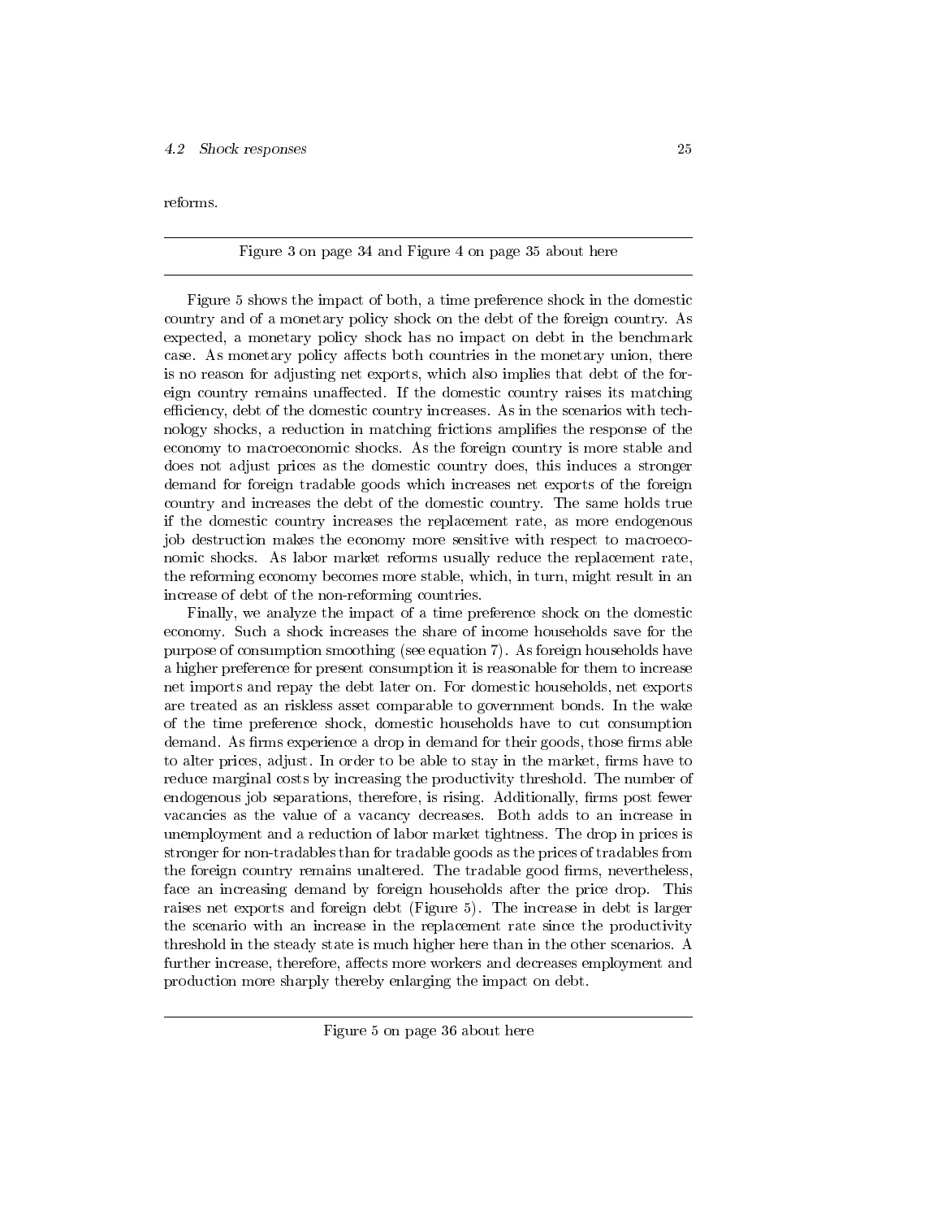reforms.

---

Figure 3 on page 34 and Figure 4 on page 35 about here

---

Figure 5 shows the impact of both, a time preference shock in the domestic country and of a monetary policy shock on the debt of the foreign country. As expected, a monetary policy shock has no impact on debt in the benchmark case. As monetary policy affects both countries in the monetary union, there is no reason for adjusting net exports, which also implies that debt of the foreign country remains unaffected. If the domestic country raises its matching efficiency, debt of the domestic country increases. As in the scenarios with technology shocks, a reduction in matching frictions amplifies the response of the economy to macroeconomic shocks. As the foreign country is more stable and does not adjust prices as the domestic country does, this induces a stronger demand for foreign tradable goods which increases net exports of the foreign country and increases the debt of the domestic country. The same holds true if the domestic country increases the replacement rate, as more endogenous job destruction makes the economy more sensitive with respect to macroeconomic shocks. As labor market reforms usually reduce the replacement rate, the reforming economy becomes more stable, which, in turn, might result in an increase of debt of the non-reforming countries.

Finally, we analyze the impact of a time preference shock on the domestic economy. Such a shock increases the share of income households save for the purpose of consumption smoothing (see equation 7). As foreign households have a higher preference for present consumption it is reasonable for them to increase net imports and repay the debt later on. For domestic households, net exports are treated as an riskless asset comparable to government bonds. In the wake of the time preference shock, domestic households have to cut consumption demand. As firms experience a drop in demand for their goods, those firms able to alter prices, adjust. In order to be able to stay in the market, firms have to reduce marginal costs by increasing the productivity threshold. The number of endogenous job separations, therefore, is rising. Additionally, firms post fewer vacancies as the value of a vacancy decreases. Both adds to an increase in unemployment and a reduction of labor market tightness. The drop in prices is stronger for non-tradables than for tradable goods as the prices of tradables from the foreign country remains unaltered. The tradable good firms, nevertheless, face an increasing demand by foreign households after the price drop. This raises net exports and foreign debt (Figure 5). The increase in debt is larger the scenario with an increase in the replacement rate since the productivity threshold in the steady state is much higher here than in the other scenarios. A further increase, therefore, affects more workers and decreases employment and production more sharply thereby enlarging the impact on debt.

---

Figure 5 on page 36 about here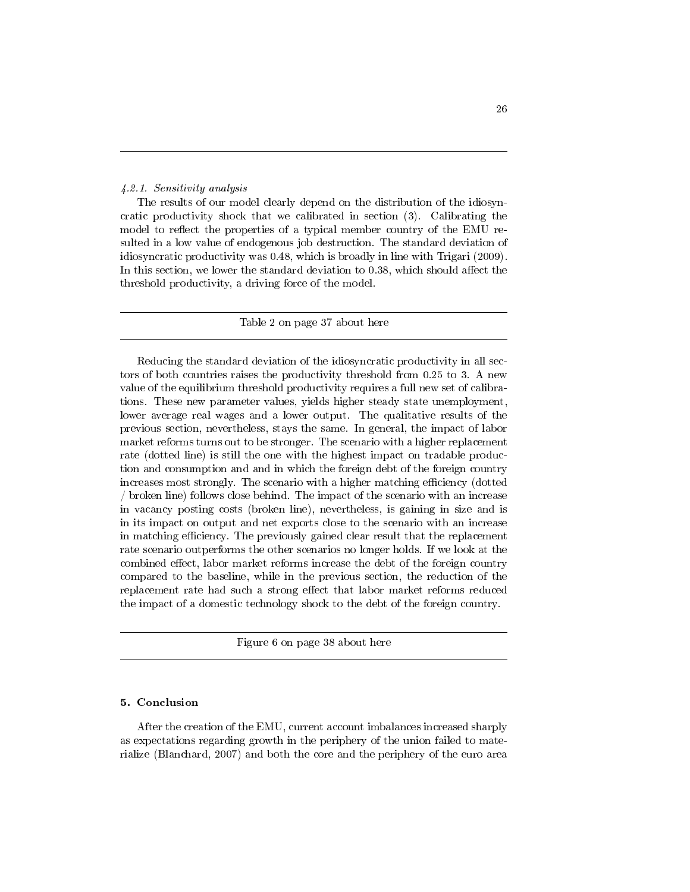#### *4.2.1. Sensitivity analysis*

The results of our model clearly depend on the distribution of the idiosyncratic productivity shock that we calibrated in section (3). Calibrating the model to reflect the properties of a typical member country of the EMU resulted in a low value of endogenous job destruction. The standard deviation of idiosyncratic productivity was 0.48, which is broadly in line with Trigari (2009). In this section, we lower the standard deviation to 0.38, which should affect the threshold productivity, a driving force of the model.

---

Table 2 on page 37 about here

---

Reducing the standard deviation of the idiosyncratic productivity in all sectors of both countries raises the productivity threshold from 0.25 to 3. A new value of the equilibrium threshold productivity requires a full new set of calibrations. These new parameter values, yields higher steady state unemployment, lower average real wages and a lower output. The qualitative results of the previous section, nevertheless, stays the same. In general, the impact of labor market reforms turns out to be stronger. The scenario with a higher replacement rate (dotted line) is still the one with the highest impact on tradable production and consumption and and in which the foreign debt of the foreign country increases most strongly. The scenario with a higher matching efficiency (dotted / broken line) follows close behind. The impact of the scenario with an increase in vacancy posting costs (broken line), nevertheless, is gaining in size and is in its impact on output and net exports close to the scenario with an increase in matching efficiency. The previously gained clear result that the replacement rate scenario outperforms the other scenarios no longer holds. If we look at the combined effect, labor market reforms increase the debt of the foreign country compared to the baseline, while in the previous section, the reduction of the replacement rate had such a strong effect that labor market reforms reduced the impact of a domestic technology shock to the debt of the foreign country.

---

Figure 6 on page 38 about here

---

## 5. Conclusion

After the creation of the EMU, current account imbalances increased sharply as expectations regarding growth in the periphery of the union failed to materialize (Blanchard, 2007) and both the core and the periphery of the euro area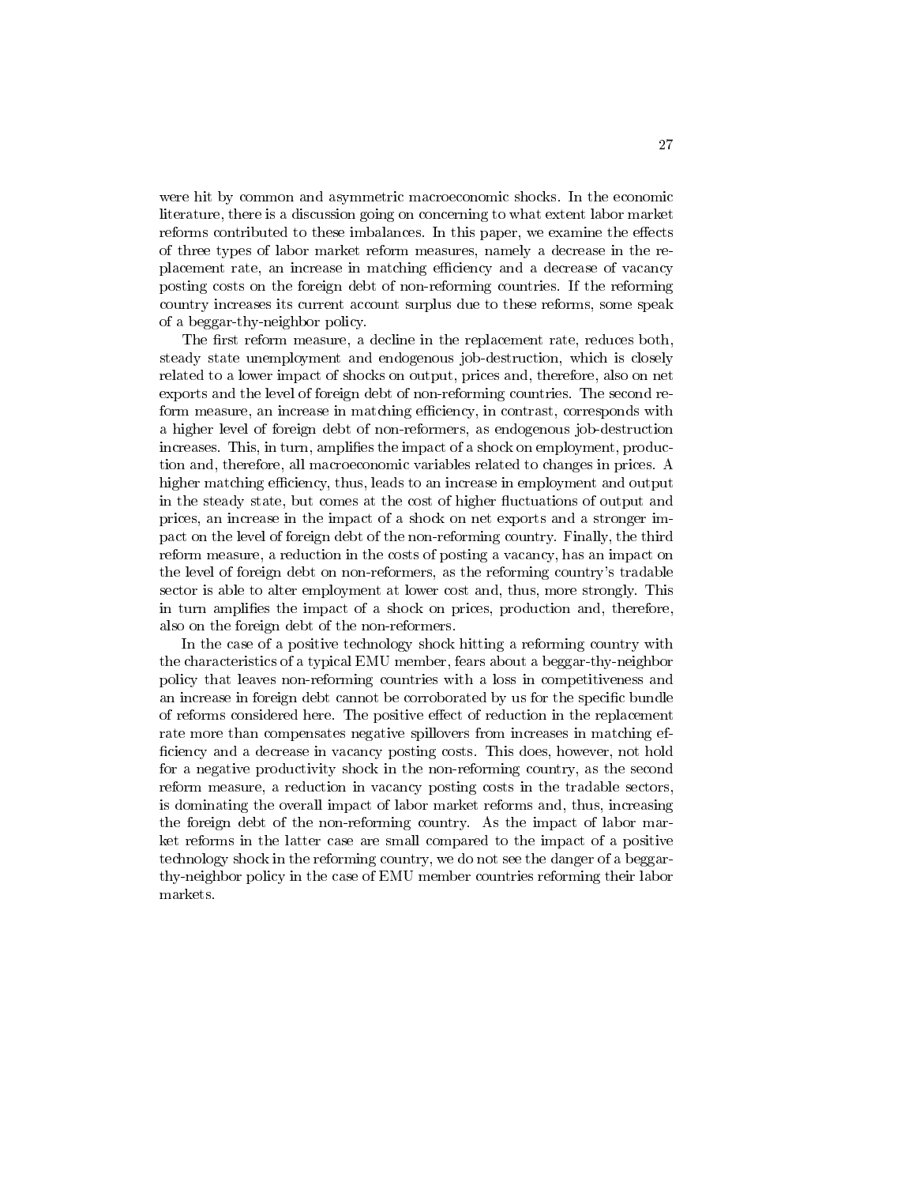were hit by common and asymmetric macroeconomic shocks. In the economic literature, there is a discussion going on concerning to what extent labor market reforms contributed to these imbalances. In this paper, we examine the effects of three types of labor market reform measures, namely a decrease in the replacement rate, an increase in matching efficiency and a decrease of vacancy posting costs on the foreign debt of non-reforming countries. If the reforming country increases its current account surplus due to these reforms, some speak of a beggar-thy-neighbor policy.

The first reform measure, a decline in the replacement rate, reduces both, steady state unemployment and endogenous job-destruction, which is closely related to a lower impact of shocks on output, prices and, therefore, also on net exports and the level of foreign debt of non-reforming countries. The second reform measure, an increase in matching efficiency, in contrast, corresponds with a higher level of foreign debt of non-reformers, as endogenous job-destruction increases. This, in turn, amplifies the impact of a shock on employment, production and, therefore, all macroeconomic variables related to changes in prices. A higher matching efficiency, thus, leads to an increase in employment and output in the steady state, but comes at the cost of higher fluctuations of output and prices, an increase in the impact of a shock on net exports and a stronger impact on the level of foreign debt of the non-reforming country. Finally, the third reform measure, a reduction in the costs of posting a vacancy, has an impact on the level of foreign debt on non-reformers, as the reforming country's tradable sector is able to alter employment at lower cost and, thus, more strongly. This in turn amplifies the impact of a shock on prices, production and, therefore, also on the foreign debt of the non-reformers.

In the case of a positive technology shock hitting a reforming country with the characteristics of a typical EMU member, fears about a beggar-thy-neighbor policy that leaves non-reforming countries with a loss in competitiveness and an increase in foreign debt cannot be corroborated by us for the specific bundle of reforms considered here. The positive effect of reduction in the replacement rate more than compensates negative spillovers from increases in matching efficiency and a decrease in vacancy posting costs. This does, however, not hold for a negative productivity shock in the non-reforming country, as the second reform measure, a reduction in vacancy posting costs in the tradable sectors, is dominating the overall impact of labor market reforms and, thus, increasing the foreign debt of the non-reforming country. As the impact of labor market reforms in the latter case are small compared to the impact of a positive technology shock in the reforming country, we do not see the danger of a beggar-thy-neighbor policy in the case of EMU member countries reforming their labor markets.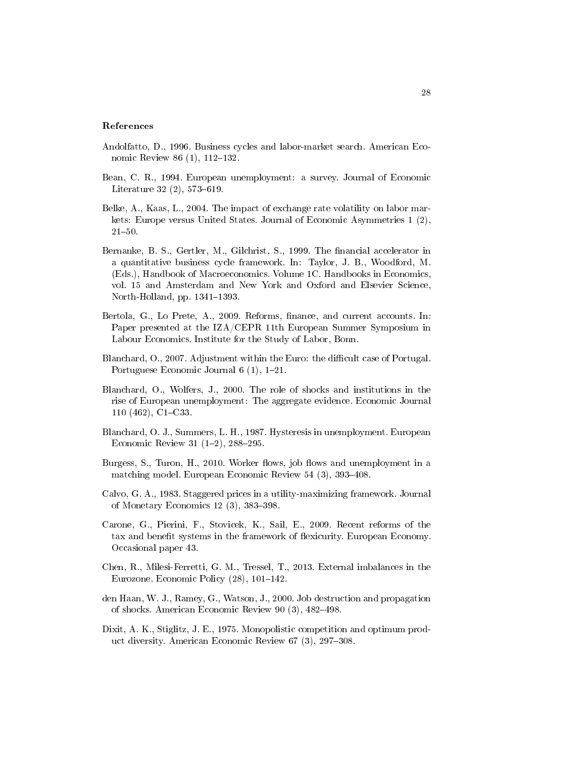**References**

Andolfatto, D., 1996. Business cycles and labor-market search. American Economic Review 86 (1), 112–132.

Bean, C. R., 1994. European unemployment: a survey. Journal of Economic Literature 32 (2), 573–619.

Belke, A., Kaas, L., 2004. The impact of exchange rate volatility on labor markets: Europe versus United States. Journal of Economic Asymmetries 1 (2), 21–50.

Bernanke, B. S., Gertler, M., Gilchrist, S., 1999. The financial accelerator in a quantitative business cycle framework. In: Taylor, J. B., Woodford, M. (Eds.), Handbook of Macroeconomics. Volume 1C. Handbooks in Economics, vol. 15 and Amsterdam and New York and Oxford and Elsevier Science, North-Holland, pp. 1341–1393.

Bertola, G., Lo Prete, A., 2009. Reforms, finance, and current accounts. In: Paper presented at the IZA/CEPR 11th European Summer Symposium in Labour Economics. Institute for the Study of Labor, Bonn.

Blanchard, O., 2007. Adjustment within the Euro: the difficult case of Portugal. Portuguese Economic Journal 6 (1), 1–21.

Blanchard, O., Wolfers, J., 2000. The role of shocks and institutions in the rise of European unemployment: The aggregate evidence. Economic Journal 110 (462), C1–C33.

Blanchard, O. J., Summers, L. H., 1987. Hysteresis in unemployment. European Economic Review 31 (1–2), 288–295.

Burgess, S., Turon, H., 2010. Worker flows, job flows and unemployment in a matching model. European Economic Review 54 (3), 393–408.

Calvo, G. A., 1983. Staggered prices in a utility-maximizing framework. Journal of Monetary Economics 12 (3), 383–398.

Carone, G., Pierini, F., Stovicek, K., Sail, E., 2009. Recent reforms of the tax and benefit systems in the framework of flexicurity. European Economy. Occasional paper 43.

Chen, R., Milesi-Ferretti, G. M., Tressel, T., 2013. External imbalances in the Eurozone. Economic Policy (28), 101–142.

den Haan, W. J., Ramey, G., Watson, J., 2000. Job destruction and propagation of shocks. American Economic Review 90 (3), 482–498.

Dixit, A. K., Stiglitz, J. E., 1975. Monopolistic competition and optimum product diversity. American Economic Review 67 (3), 297–308.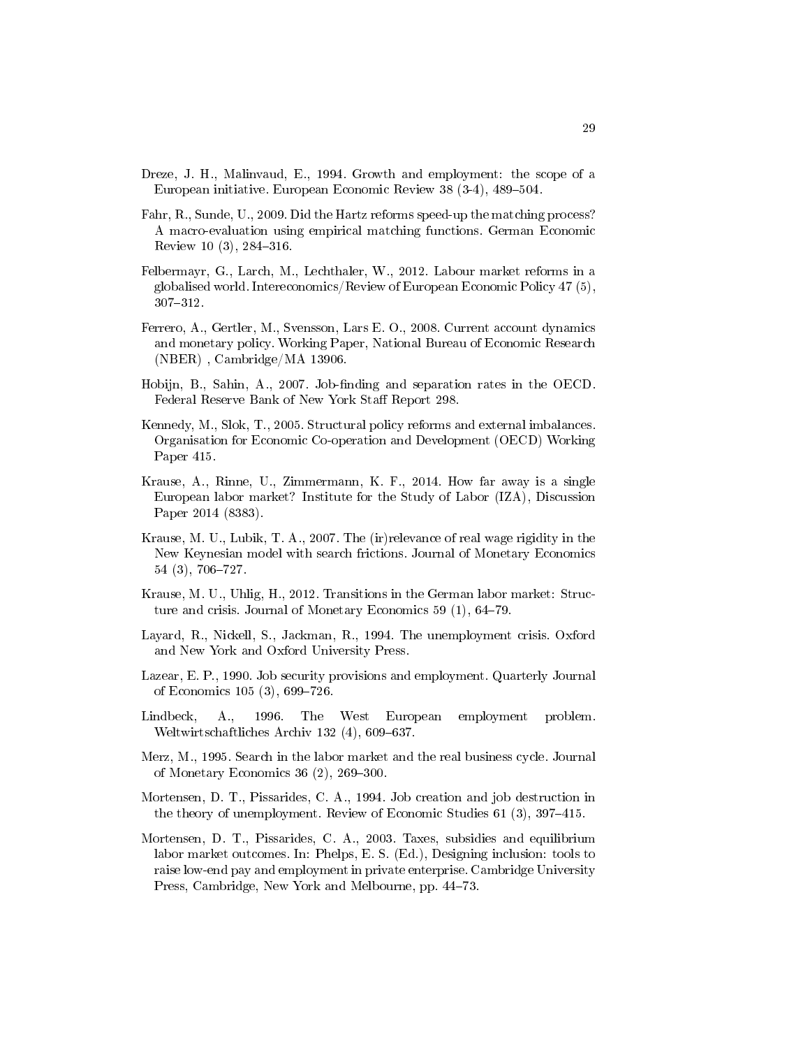Dreze, J. H., Malinvaud, E., 1994. Growth and employment: the scope of a European initiative. European Economic Review 38 (3-4), 489–504.

Fahr, R., Sunde, U., 2009. Did the Hartz reforms speed-up the matching process? A macro-evaluation using empirical matching functions. German Economic Review 10 (3), 284–316.

Felbermayr, G., Larch, M., Lechthaler, W., 2012. Labour market reforms in a globalised world. Intereconomics/Review of European Economic Policy 47 (5), 307–312.

Ferrero, A., Gertler, M., Svensson, Lars E. O., 2008. Current account dynamics and monetary policy. Working Paper, National Bureau of Economic Research (NBER) , Cambridge/MA 13906.

Hobijn, B., Sahin, A., 2007. Job-finding and separation rates in the OECD. Federal Reserve Bank of New York Staff Report 298.

Kennedy, M., Slok, T., 2005. Structural policy reforms and external imbalances. Organisation for Economic Co-operation and Development (OECD) Working Paper 415.

Krause, A., Rinne, U., Zimmermann, K. F., 2014. How far away is a single European labor market? Institute for the Study of Labor (IZA), Discussion Paper 2014 (8383).

Krause, M. U., Lubik, T. A., 2007. The (ir)relevance of real wage rigidity in the New Keynesian model with search frictions. Journal of Monetary Economics 54 (3), 706–727.

Krause, M. U., Uhlig, H., 2012. Transitions in the German labor market: Structure and crisis. Journal of Monetary Economics 59 (1), 64–79.

Layard, R., Nickell, S., Jackman, R., 1994. The unemployment crisis. Oxford and New York and Oxford University Press.

Lazear, E. P., 1990. Job security provisions and employment. Quarterly Journal of Economics 105 (3), 699–726.

Lindbeck, A., 1996. The West European employment problem. Weltwirtschaftliches Archiv 132 (4), 609–637.

Merz, M., 1995. Search in the labor market and the real business cycle. Journal of Monetary Economics 36 (2), 269–300.

Mortensen, D. T., Pissarides, C. A., 1994. Job creation and job destruction in the theory of unemployment. Review of Economic Studies 61 (3), 397–415.

Mortensen, D. T., Pissarides, C. A., 2003. Taxes, subsidies and equilibrium labor market outcomes. In: Phelps, E. S. (Ed.), Designing inclusion: tools to raise low-end pay and employment in private enterprise. Cambridge University Press, Cambridge, New York and Melbourne, pp. 44–73.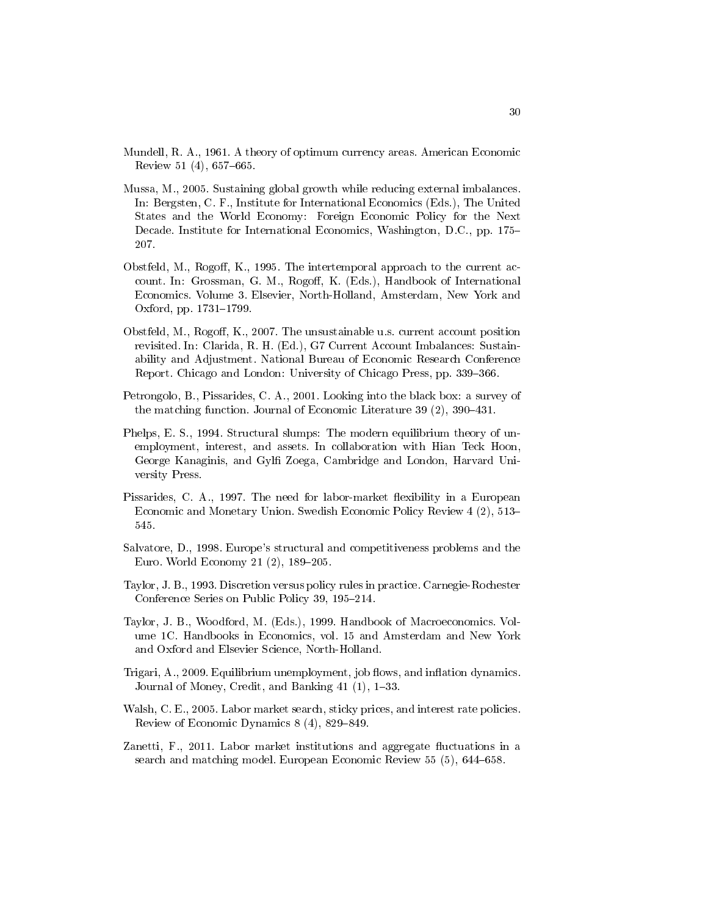Mundell, R. A., 1961. A theory of optimum currency areas. American Economic Review 51 (4), 657–665.

Mussa, M., 2005. Sustaining global growth while reducing external imbalances. In: Bergsten, C. F., Institute for International Economics (Eds.), The United States and the World Economy: Foreign Economic Policy for the Next Decade. Institute for International Economics, Washington, D.C., pp. 175–207.

Obstfeld, M., Rogoff, K., 1995. The intertemporal approach to the current account. In: Grossman, G. M., Rogoff, K. (Eds.), Handbook of International Economics. Volume 3. Elsevier, North-Holland, Amsterdam, New York and Oxford, pp. 1731–1799.

Obstfeld, M., Rogoff, K., 2007. The unsustainable u.s. current account position revisited. In: Clarida, R. H. (Ed.), G7 Current Account Imbalances: Sustainability and Adjustment. National Bureau of Economic Research Conference Report. Chicago and London: University of Chicago Press, pp. 339–366.

Petrongolo, B., Pissarides, C. A., 2001. Looking into the black box: a survey of the matching function. Journal of Economic Literature 39 (2), 390–431.

Phelps, E. S., 1994. Structural slumps: The modern equilibrium theory of unemployment, interest, and assets. In collaboration with Hian Teck Hoon, George Kanaginis, and Gylfi Zoega, Cambridge and London, Harvard University Press.

Pissarides, C. A., 1997. The need for labor-market flexibility in a European Economic and Monetary Union. Swedish Economic Policy Review 4 (2), 513–545.

Salvatore, D., 1998. Europe's structural and competitiveness problems and the Euro. World Economy 21 (2), 189–205.

Taylor, J. B., 1993. Discretion versus policy rules in practice. Carnegie-Rochester Conference Series on Public Policy 39, 195–214.

Taylor, J. B., Woodford, M. (Eds.), 1999. Handbook of Macroeconomics. Volume 1C. Handbooks in Economics, vol. 15 and Amsterdam and New York and Oxford and Elsevier Science, North-Holland.

Trigari, A., 2009. Equilibrium unemployment, job flows, and inflation dynamics. Journal of Money, Credit, and Banking 41 (1), 1–33.

Walsh, C. E., 2005. Labor market search, sticky prices, and interest rate policies. Review of Economic Dynamics 8 (4), 829–849.

Zanetti, F., 2011. Labor market institutions and aggregate fluctuations in a search and matching model. European Economic Review 55 (5), 644–658.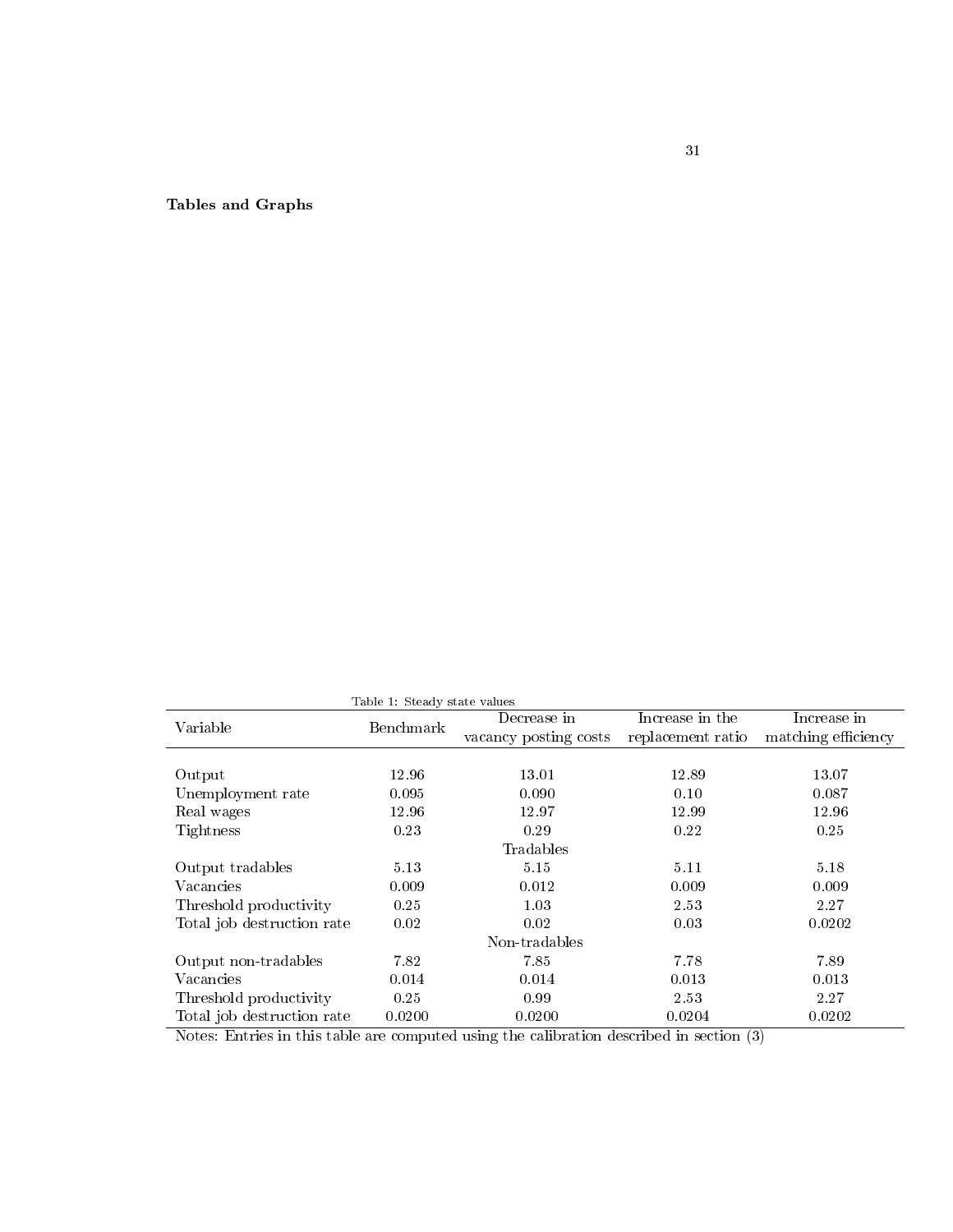**Tables and Graphs**

Table 1: Steady state values

| Variable | Benchmark | Decrease in vacancy posting costs | Increase in the replacement ratio | Increase in matching efficiency |
|---|---|---|---|---|
| Output | 12.96 | 13.01 | 12.89 | 13.07 |
| Unemployment rate | 0.095 | 0.090 | 0.10 | 0.087 |
| Real wages | 12.96 | 12.97 | 12.99 | 12.96 |
| Tightness | 0.23 | 0.29 | 0.22 | 0.25 |
| | | Tradables | | |
| Output tradables | 5.13 | 5.15 | 5.11 | 5.18 |
| Vacancies | 0.009 | 0.012 | 0.009 | 0.009 |
| Threshold productivity | 0.25 | 1.03 | 2.53 | 2.27 |
| Total job destruction rate | 0.02 | 0.02 | 0.03 | 0.0202 |
| | | Non-tradables | | |
| Output non-tradables | 7.82 | 7.85 | 7.78 | 7.89 |
| Vacancies | 0.014 | 0.014 | 0.013 | 0.013 |
| Threshold productivity | 0.25 | 0.99 | 2.53 | 2.27 |
| Total job destruction rate | 0.0200 | 0.0200 | 0.0204 | 0.0202 |

Notes: Entries in this table are computed using the calibration described in section (3)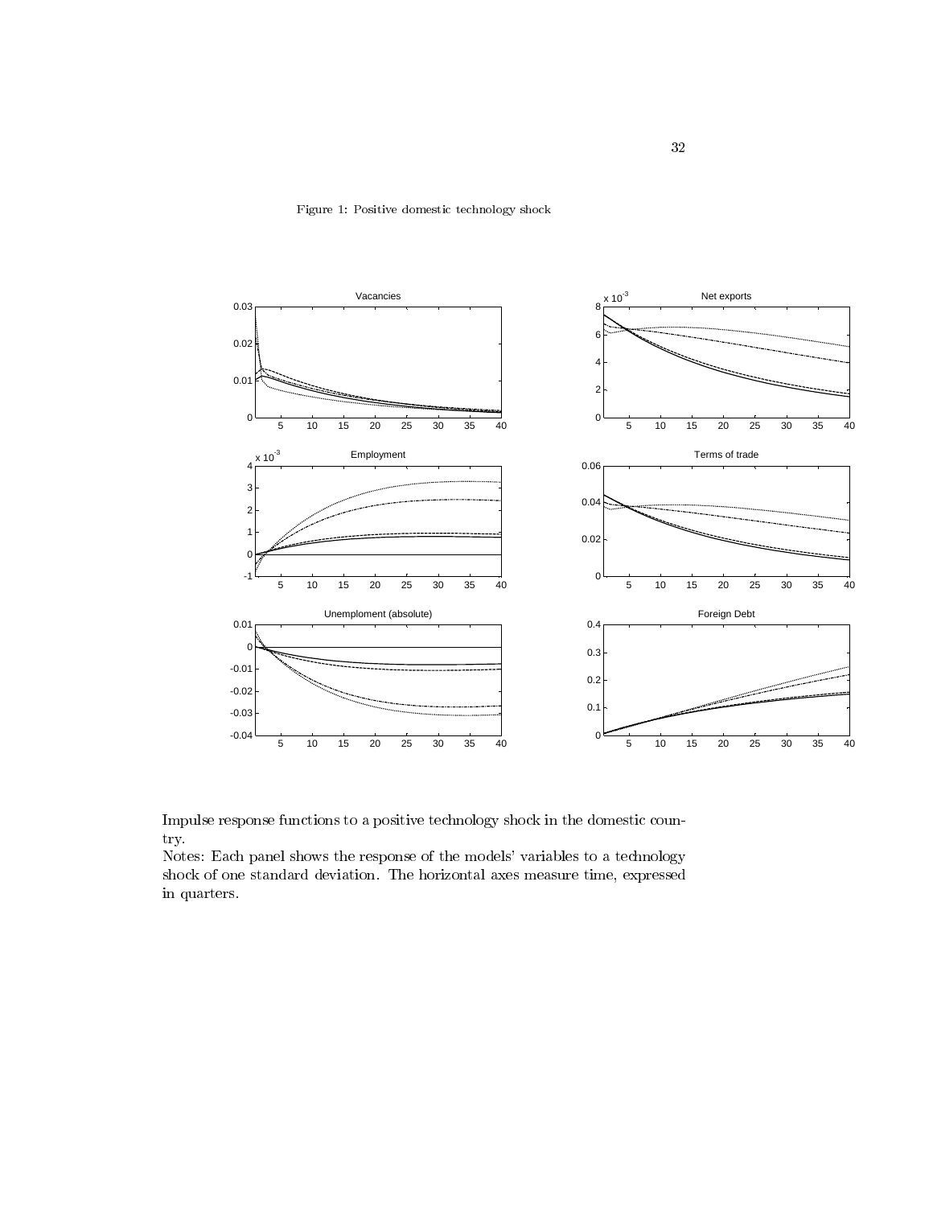Figure 1: Positive domestic technology shock

Impulse response functions to a positive technology shock in the domestic country.

Notes: Each panel shows the response of the models' variables to a technology shock of one standard deviation. The horizontal axes measure time, expressed in quarters.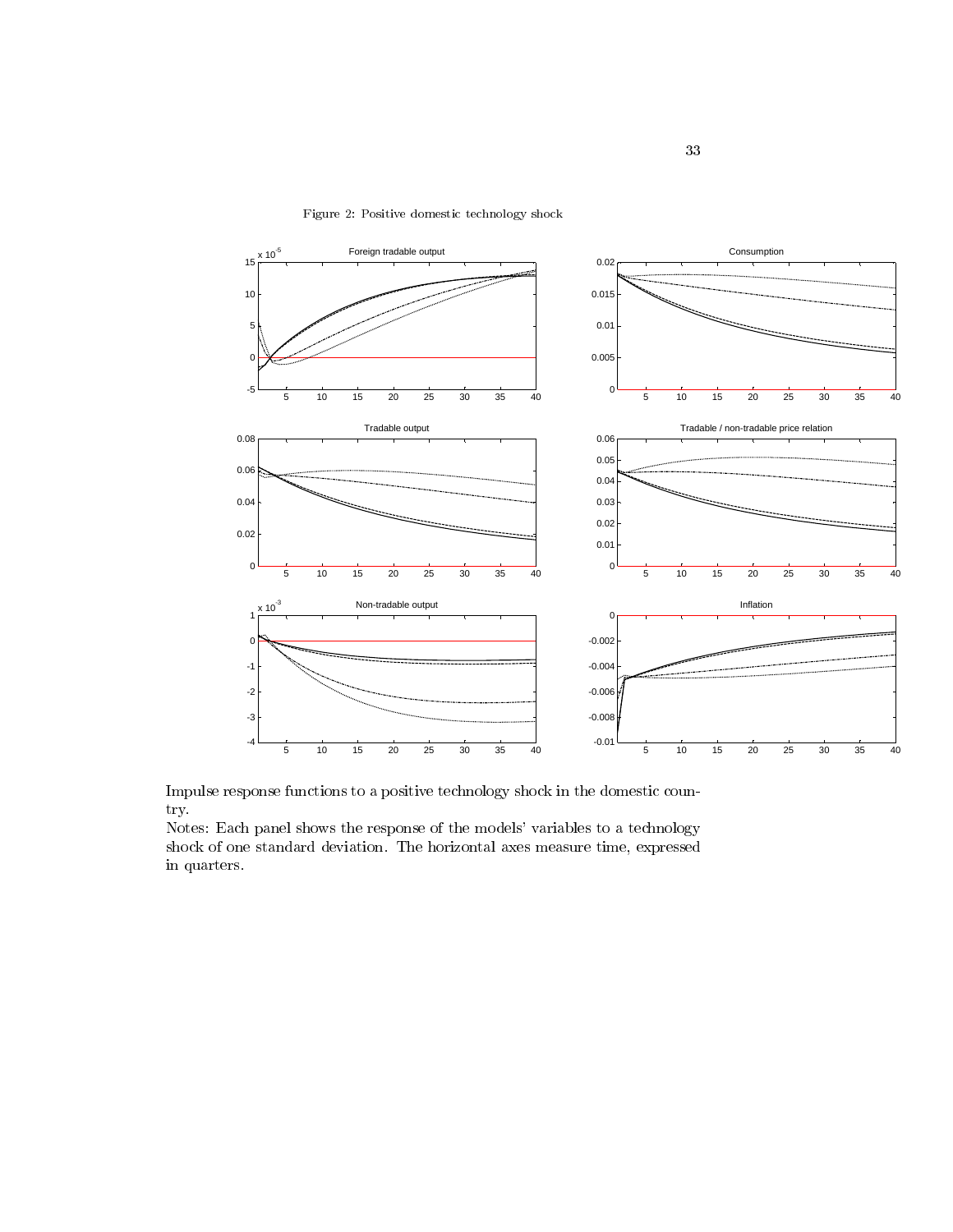Figure 2: Positive domestic technology shock

Impulse response functions to a positive technology shock in the domestic country.

Notes: Each panel shows the response of the models' variables to a technology shock of one standard deviation. The horizontal axes measure time, expressed in quarters.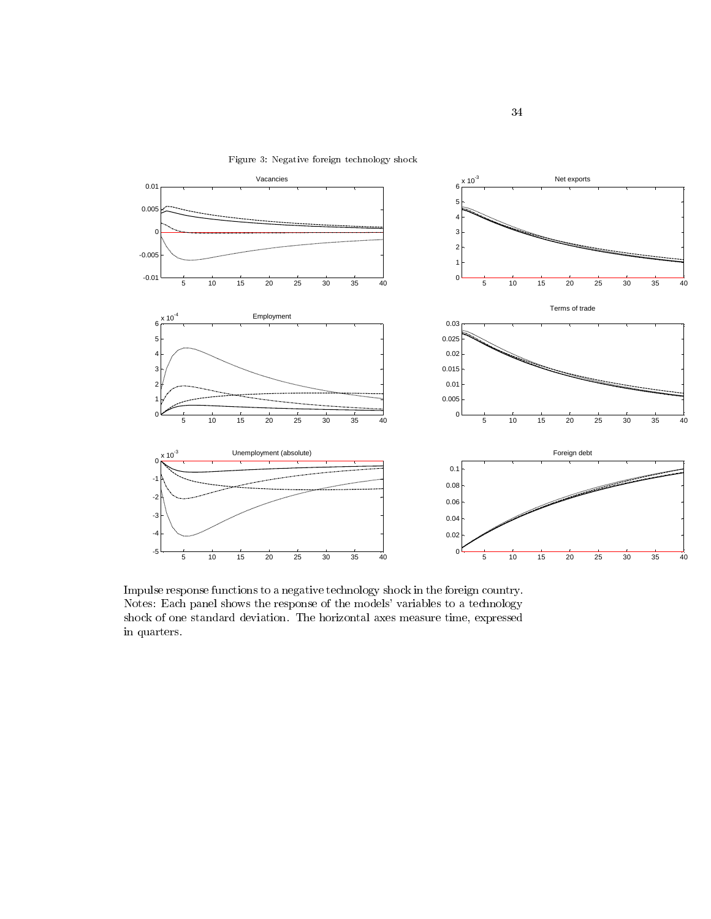Figure 3: Negative foreign technology shock

Impulse response functions to a negative technology shock in the foreign country. Notes: Each panel shows the response of the models' variables to a technology shock of one standard deviation. The horizontal axes measure time, expressed in quarters.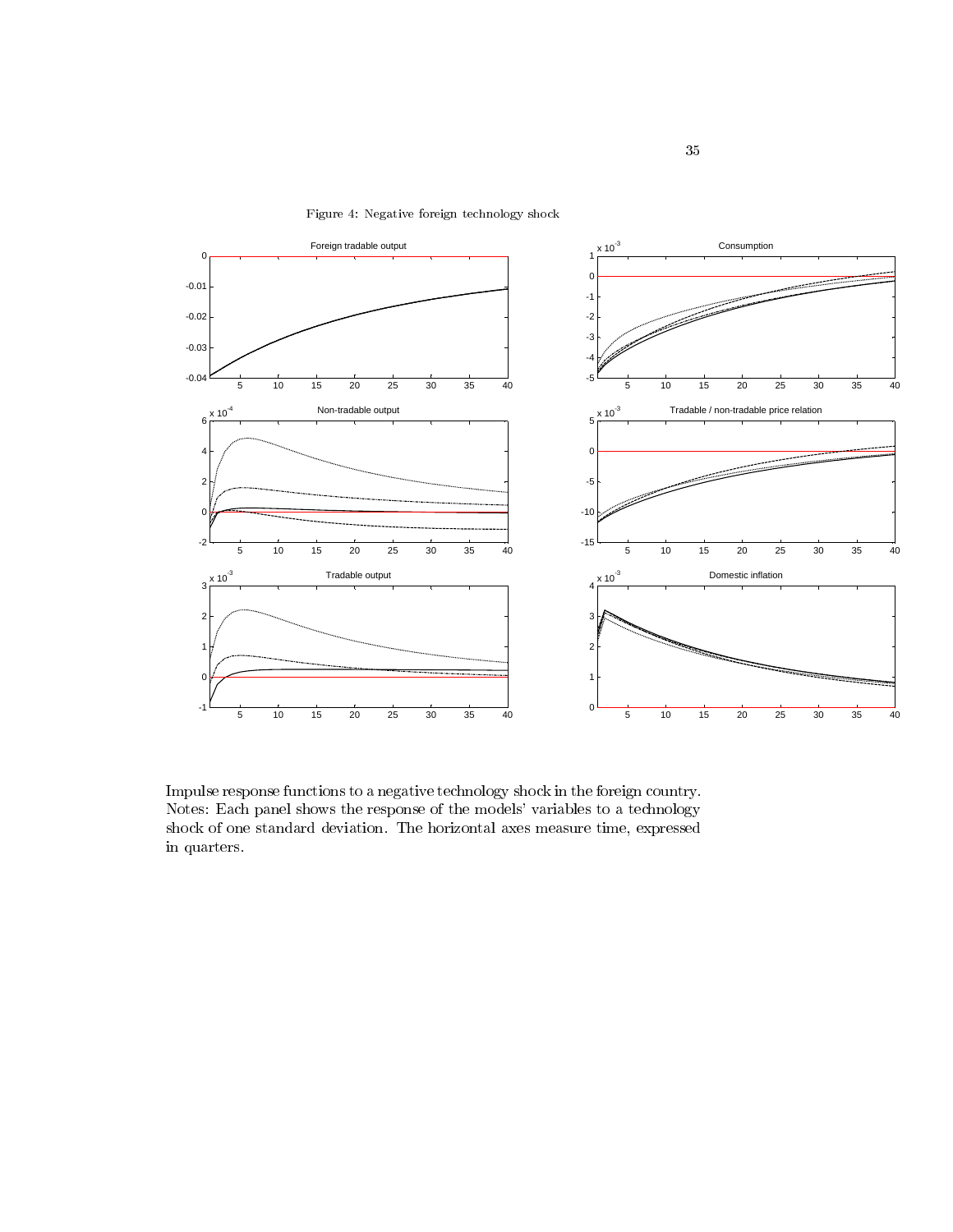Figure 4: Negative foreign technology shock

Impulse response functions to a negative technology shock in the foreign country. Notes: Each panel shows the response of the models' variables to a technology shock of one standard deviation. The horizontal axes measure time, expressed in quarters.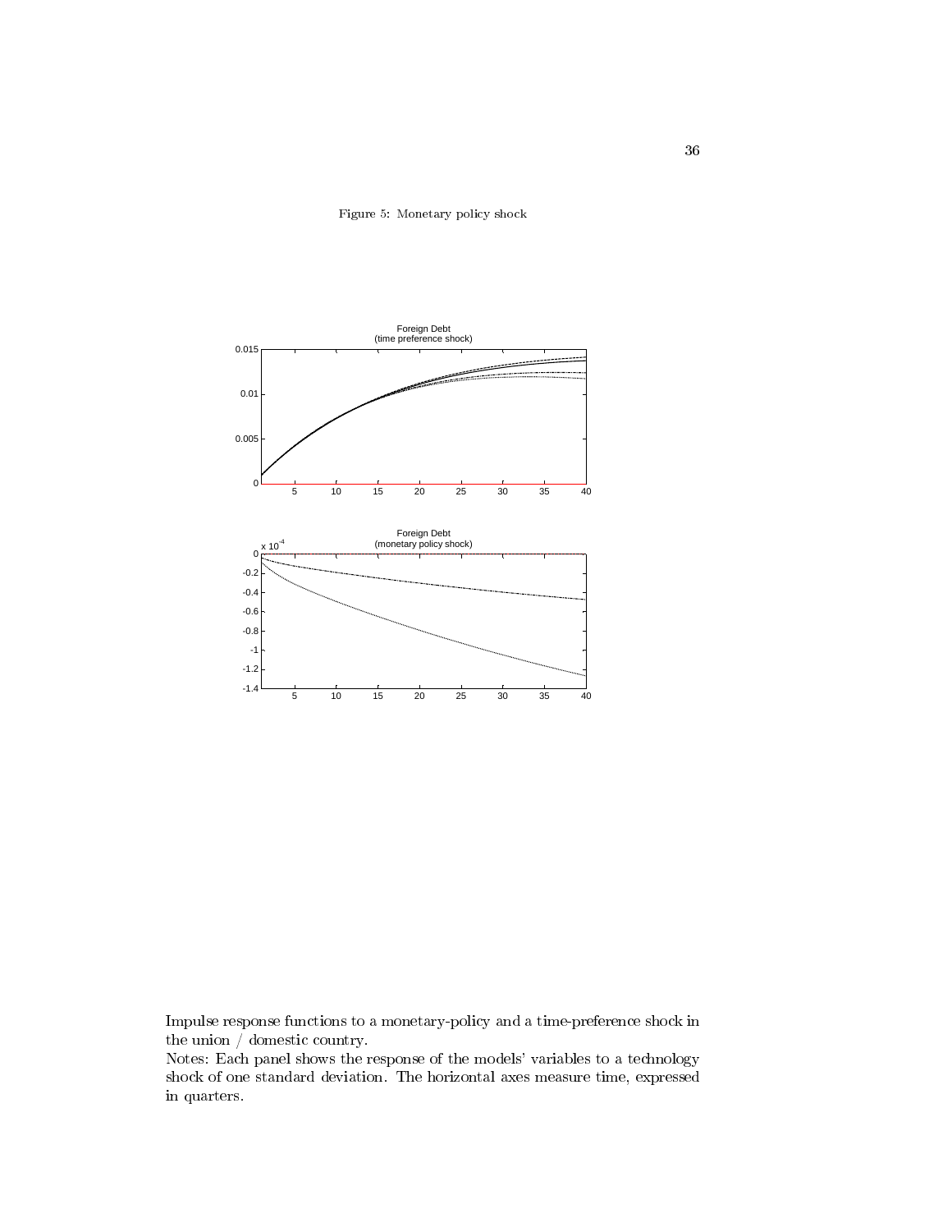Figure 5: Monetary policy shock

Impulse response functions to a monetary-policy and a time-preference shock in the union / domestic country.

Notes: Each panel shows the response of the models' variables to a technology shock of one standard deviation. The horizontal axes measure time, expressed in quarters.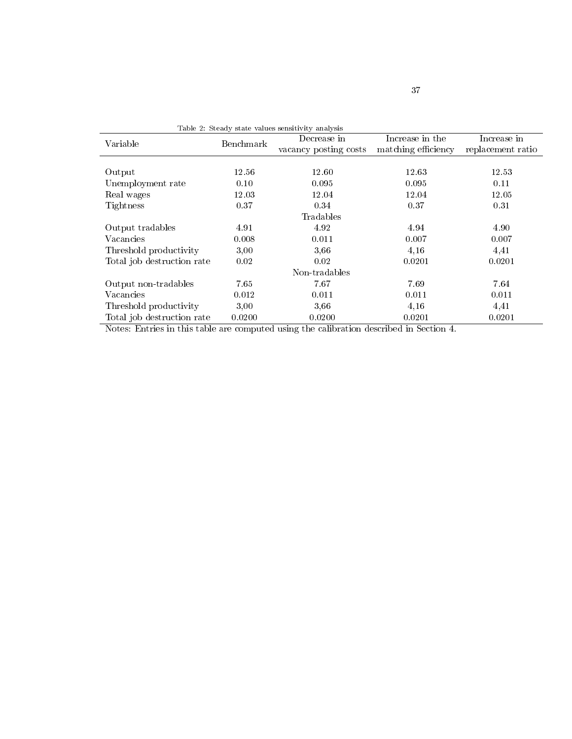Table 2: Steady state values sensitivity analysis

| Variable | Benchmark | Decrease in vacancy posting costs | Increase in the matching efficiency | Increase in replacement ratio |
|---|---|---|---|---|
| Output | 12.56 | 12.60 | 12.63 | 12.53 |
| Unemployment rate | 0.10 | 0.095 | 0.095 | 0.11 |
| Real wages | 12.03 | 12.04 | 12.04 | 12.05 |
| Tightness | 0.37 | 0.34 | 0.37 | 0.31 |
| | | Tradables | | |
| Output tradables | 4.91 | 4.92 | 4.94 | 4.90 |
| Vacancies | 0.008 | 0.011 | 0.007 | 0.007 |
| Threshold productivity | 3,00 | 3,66 | 4,16 | 4,41 |
| Total job destruction rate | 0.02 | 0.02 | 0.0201 | 0.0201 |
| | | Non-tradables | | |
| Output non-tradables | 7.65 | 7.67 | 7.69 | 7.64 |
| Vacancies | 0.012 | 0.011 | 0.011 | 0.011 |
| Threshold productivity | 3,00 | 3,66 | 4,16 | 4,41 |
| Total job destruction rate | 0.0200 | 0.0200 | 0.0201 | 0.0201 |

Notes: Entries in this table are computed using the calibration described in Section 4.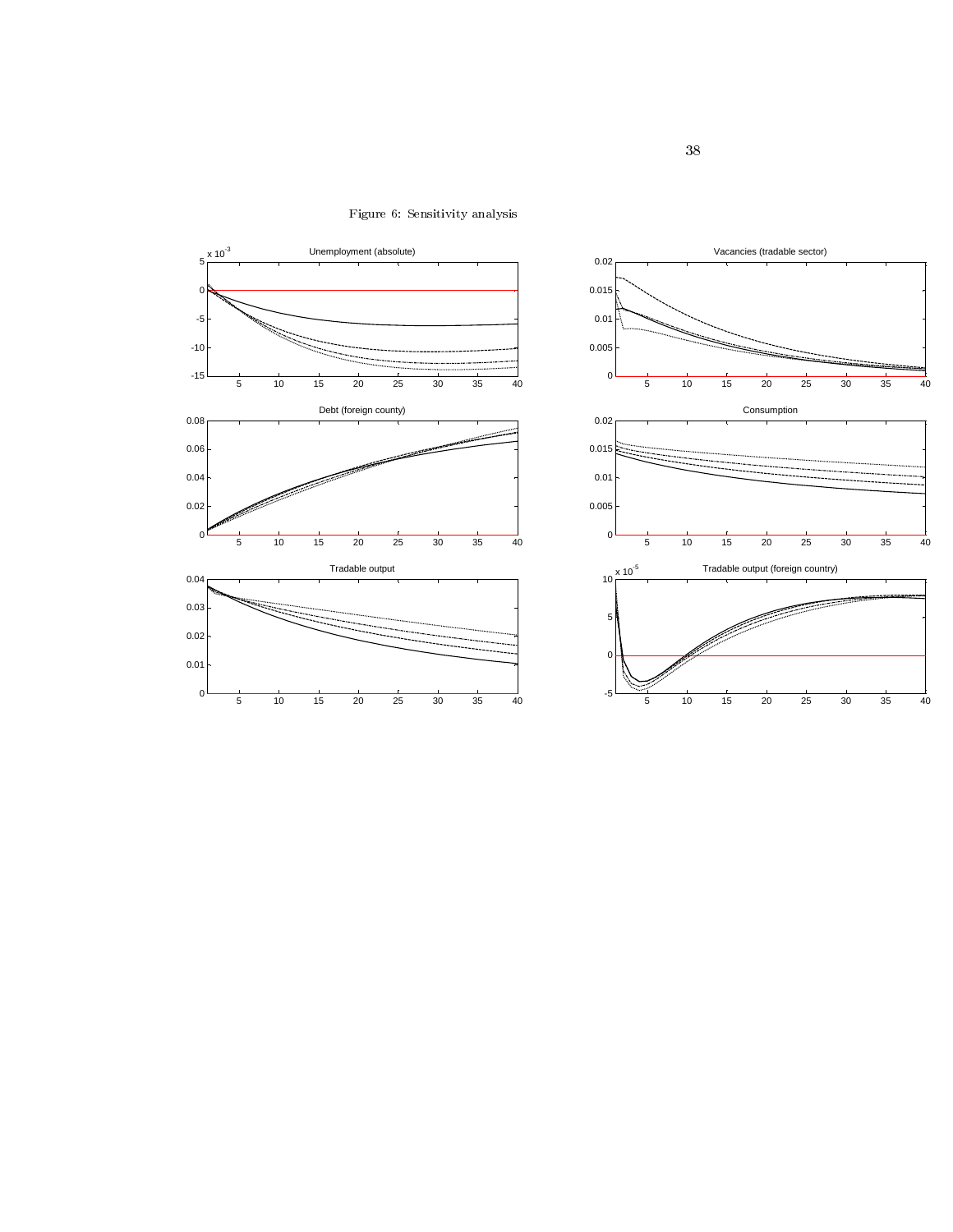Figure 6: Sensitivity analysis

Unemployment (absolute)
x 10^-3
5
0
-5
-10
-15
5 10 15 20 25 30 35 40

Vacancies (tradable sector)
0.02
0.015
0.01
0.005
0
5 10 15 20 25 30 35 40

Debt (foreign county)
0.08
0.06
0.04
0.02
0
5 10 15 20 25 30 35 40

Consumption
0.02
0.015
0.01
0.005
0
5 10 15 20 25 30 35 40

Tradable output
0.04
0.03
0.02
0.01
0
5 10 15 20 25 30 35 40

Tradable output (foreign country)
x 10^-5
10
5
0
-5
5 10 15 20 25 30 35 40